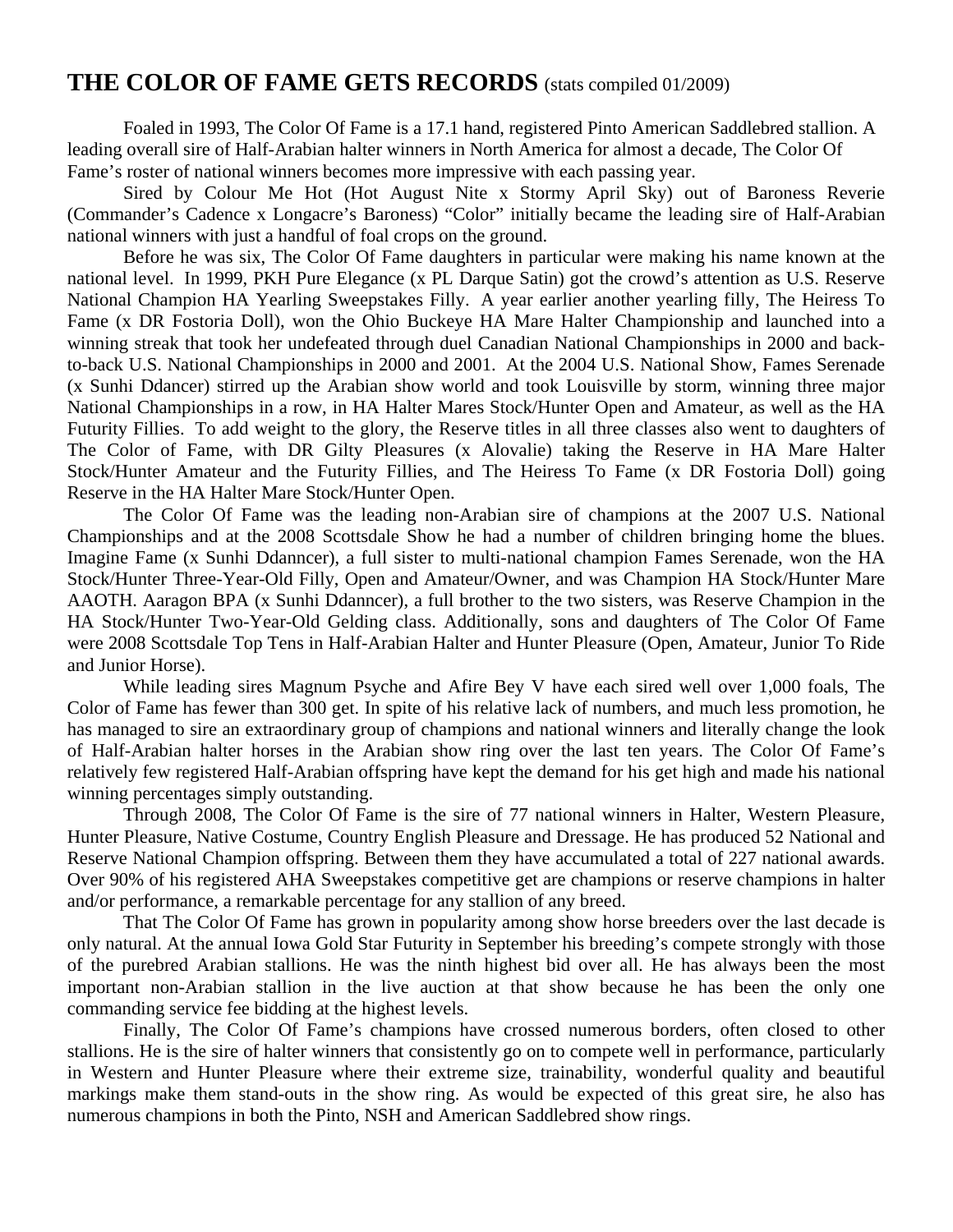# THE COLOR OF FAME GETS RECORDS (stats compiled 01/2009)

Foaled in 1993, The Color Of Fame is a 17.1 hand, registered Pinto American Saddlebred stallion. A leading overall sire of Half-Arabian halter winners in North America for almost a decade, The Color Of Fame's roster of national winners becomes more impressive with each passing year.

Sired by Colour Me Hot (Hot August Nite x Stormy April Sky) out of Baroness Reverie (Commander's Cadence x Longacre's Baroness) "Color" initially became the leading sire of Half-Arabian national winners with just a handful of foal crops on the ground.

Before he was six, The Color Of Fame daughters in particular were making his name known at the national level. In 1999, PKH Pure Elegance (x PL Darque Satin) got the crowd's attention as U.S. Reserve National Champion HA Yearling Sweepstakes Filly. A year earlier another yearling filly, The Heiress To Fame (x DR Fostoria Doll), won the Ohio Buckeye HA Mare Halter Championship and launched into a winning streak that took her undefeated through duel Canadian National Championships in 2000 and back-to-back U.S. National Championships in 2000 and 2001. At the 2004 U.S. National Show, Fames Serenade (x Sunhi Ddancer) stirred up the Arabian show world and took Louisville by storm, winning three major National Championships in a row, in HA Halter Mares Stock/Hunter Open and Amateur, as well as the HA Futurity Fillies. To add weight to the glory, the Reserve titles in all three classes also went to daughters of The Color of Fame, with DR Gilty Pleasures (x Alovalie) taking the Reserve in HA Mare Halter Stock/Hunter Amateur and the Futurity Fillies, and The Heiress To Fame (x DR Fostoria Doll) going Reserve in the HA Halter Mare Stock/Hunter Open.

The Color Of Fame was the leading non-Arabian sire of champions at the 2007 U.S. National Championships and at the 2008 Scottsdale Show he had a number of children bringing home the blues. Imagine Fame (x Sunhi Ddanncer), a full sister to multi-national champion Fames Serenade, won the HA Stock/Hunter Three-Year-Old Filly, Open and Amateur/Owner, and was Champion HA Stock/Hunter Mare AAOTH. Aaragon BPA (x Sunhi Ddanncer), a full brother to the two sisters, was Reserve Champion in the HA Stock/Hunter Two-Year-Old Gelding class. Additionally, sons and daughters of The Color Of Fame were 2008 Scottsdale Top Tens in Half-Arabian Halter and Hunter Pleasure (Open, Amateur, Junior To Ride and Junior Horse).

While leading sires Magnum Psyche and Afire Bey V have each sired well over 1,000 foals, The Color of Fame has fewer than 300 get. In spite of his relative lack of numbers, and much less promotion, he has managed to sire an extraordinary group of champions and national winners and literally change the look of Half-Arabian halter horses in the Arabian show ring over the last ten years. The Color Of Fame's relatively few registered Half-Arabian offspring have kept the demand for his get high and made his national winning percentages simply outstanding.

Through 2008, The Color Of Fame is the sire of 77 national winners in Halter, Western Pleasure, Hunter Pleasure, Native Costume, Country English Pleasure and Dressage. He has produced 52 National and Reserve National Champion offspring. Between them they have accumulated a total of 227 national awards. Over 90% of his registered AHA Sweepstakes competitive get are champions or reserve champions in halter and/or performance, a remarkable percentage for any stallion of any breed.

That The Color Of Fame has grown in popularity among show horse breeders over the last decade is only natural. At the annual Iowa Gold Star Futurity in September his breeding's compete strongly with those of the purebred Arabian stallions. He was the ninth highest bid over all. He has always been the most important non-Arabian stallion in the live auction at that show because he has been the only one commanding service fee bidding at the highest levels.

Finally, The Color Of Fame's champions have crossed numerous borders, often closed to other stallions. He is the sire of halter winners that consistently go on to compete well in performance, particularly in Western and Hunter Pleasure where their extreme size, trainability, wonderful quality and beautiful markings make them stand-outs in the show ring. As would be expected of this great sire, he also has numerous champions in both the Pinto, NSH and American Saddlebred show rings.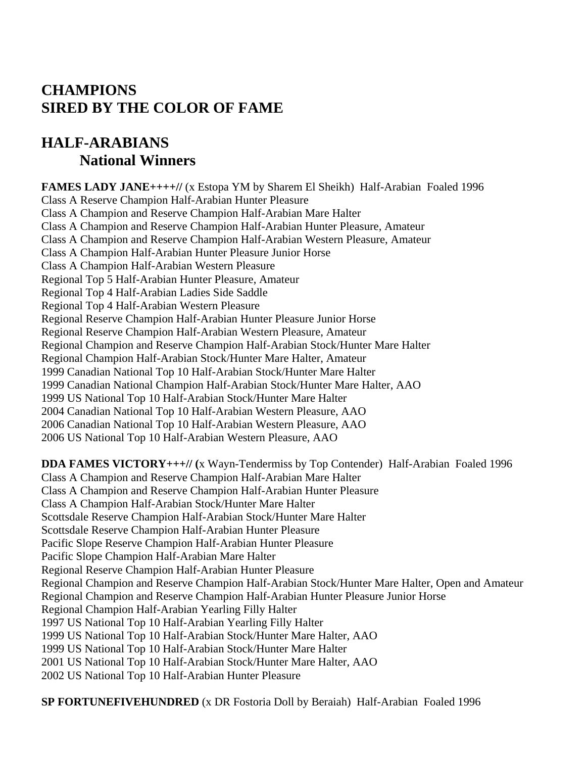# CHAMPIONS
# SIRED BY THE COLOR OF FAME

## HALF-ARABIANS
### National Winners

**FAMES LADY JANE++++//** (x Estopa YM by Sharem El Sheikh) Half-Arabian Foaled 1996
Class A Reserve Champion Half-Arabian Hunter Pleasure
Class A Champion and Reserve Champion Half-Arabian Mare Halter
Class A Champion and Reserve Champion Half-Arabian Hunter Pleasure, Amateur
Class A Champion and Reserve Champion Half-Arabian Western Pleasure, Amateur
Class A Champion Half-Arabian Hunter Pleasure Junior Horse
Class A Champion Half-Arabian Western Pleasure
Regional Top 5 Half-Arabian Hunter Pleasure, Amateur
Regional Top 4 Half-Arabian Ladies Side Saddle
Regional Top 4 Half-Arabian Western Pleasure
Regional Reserve Champion Half-Arabian Hunter Pleasure Junior Horse
Regional Reserve Champion Half-Arabian Western Pleasure, Amateur
Regional Champion and Reserve Champion Half-Arabian Stock/Hunter Mare Halter
Regional Champion Half-Arabian Stock/Hunter Mare Halter, Amateur
1999 Canadian National Top 10 Half-Arabian Stock/Hunter Mare Halter
1999 Canadian National Champion Half-Arabian Stock/Hunter Mare Halter, AAO
1999 US National Top 10 Half-Arabian Stock/Hunter Mare Halter
2004 Canadian National Top 10 Half-Arabian Western Pleasure, AAO
2006 Canadian National Top 10 Half-Arabian Western Pleasure, AAO
2006 US National Top 10 Half-Arabian Western Pleasure, AAO

**DDA FAMES VICTORY+++// (**x Wayn-Tendermiss by Top Contender) Half-Arabian Foaled 1996
Class A Champion and Reserve Champion Half-Arabian Mare Halter
Class A Champion and Reserve Champion Half-Arabian Hunter Pleasure
Class A Champion Half-Arabian Stock/Hunter Mare Halter
Scottsdale Reserve Champion Half-Arabian Stock/Hunter Mare Halter
Scottsdale Reserve Champion Half-Arabian Hunter Pleasure
Pacific Slope Reserve Champion Half-Arabian Hunter Pleasure
Pacific Slope Champion Half-Arabian Mare Halter
Regional Reserve Champion Half-Arabian Hunter Pleasure
Regional Champion and Reserve Champion Half-Arabian Stock/Hunter Mare Halter, Open and Amateur
Regional Champion and Reserve Champion Half-Arabian Hunter Pleasure Junior Horse
Regional Champion Half-Arabian Yearling Filly Halter
1997 US National Top 10 Half-Arabian Yearling Filly Halter
1999 US National Top 10 Half-Arabian Stock/Hunter Mare Halter, AAO
1999 US National Top 10 Half-Arabian Stock/Hunter Mare Halter
2001 US National Top 10 Half-Arabian Stock/Hunter Mare Halter, AAO
2002 US National Top 10 Half-Arabian Hunter Pleasure

**SP FORTUNEFIVEHUNDRED** (x DR Fostoria Doll by Beraiah) Half-Arabian Foaled 1996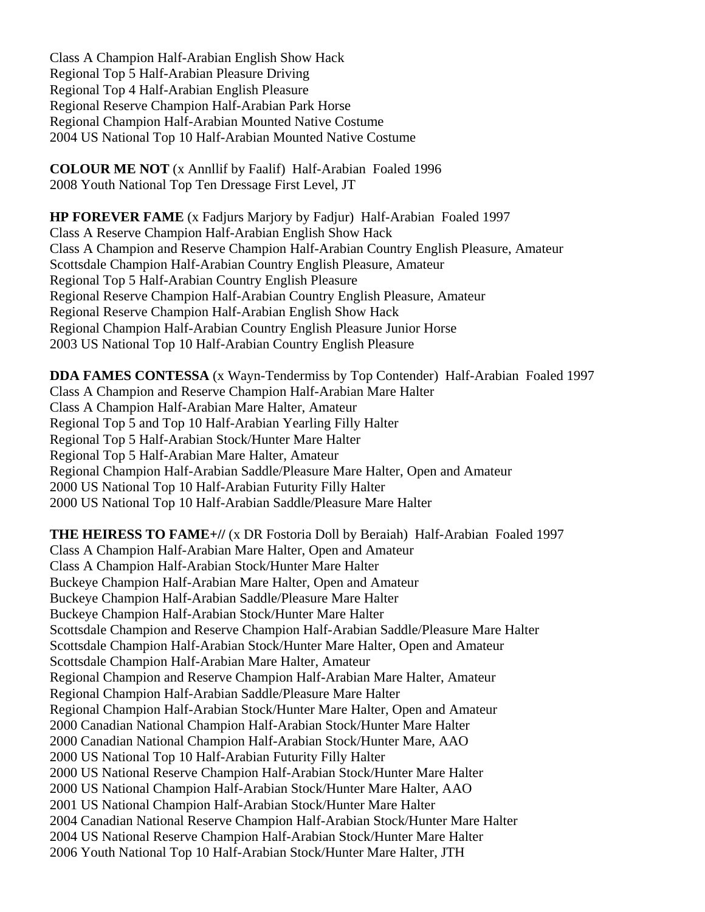Class A Champion Half-Arabian English Show Hack
Regional Top 5 Half-Arabian Pleasure Driving
Regional Top 4 Half-Arabian English Pleasure
Regional Reserve Champion Half-Arabian Park Horse
Regional Champion Half-Arabian Mounted Native Costume
2004 US National Top 10 Half-Arabian Mounted Native Costume

**COLOUR ME NOT** (x Annllif by Faalif) Half-Arabian Foaled 1996
2008 Youth National Top Ten Dressage First Level, JT

**HP FOREVER FAME** (x Fadjurs Marjory by Fadjur) Half-Arabian Foaled 1997
Class A Reserve Champion Half-Arabian English Show Hack
Class A Champion and Reserve Champion Half-Arabian Country English Pleasure, Amateur
Scottsdale Champion Half-Arabian Country English Pleasure, Amateur
Regional Top 5 Half-Arabian Country English Pleasure
Regional Reserve Champion Half-Arabian Country English Pleasure, Amateur
Regional Reserve Champion Half-Arabian English Show Hack
Regional Champion Half-Arabian Country English Pleasure Junior Horse
2003 US National Top 10 Half-Arabian Country English Pleasure

**DDA FAMES CONTESSA** (x Wayn-Tendermiss by Top Contender) Half-Arabian Foaled 1997
Class A Champion and Reserve Champion Half-Arabian Mare Halter
Class A Champion Half-Arabian Mare Halter, Amateur
Regional Top 5 and Top 10 Half-Arabian Yearling Filly Halter
Regional Top 5 Half-Arabian Stock/Hunter Mare Halter
Regional Top 5 Half-Arabian Mare Halter, Amateur
Regional Champion Half-Arabian Saddle/Pleasure Mare Halter, Open and Amateur
2000 US National Top 10 Half-Arabian Futurity Filly Halter
2000 US National Top 10 Half-Arabian Saddle/Pleasure Mare Halter

**THE HEIRESS TO FAME+//** (x DR Fostoria Doll by Beraiah) Half-Arabian Foaled 1997
Class A Champion Half-Arabian Mare Halter, Open and Amateur
Class A Champion Half-Arabian Stock/Hunter Mare Halter
Buckeye Champion Half-Arabian Mare Halter, Open and Amateur
Buckeye Champion Half-Arabian Saddle/Pleasure Mare Halter
Buckeye Champion Half-Arabian Stock/Hunter Mare Halter
Scottsdale Champion and Reserve Champion Half-Arabian Saddle/Pleasure Mare Halter
Scottsdale Champion Half-Arabian Stock/Hunter Mare Halter, Open and Amateur
Scottsdale Champion Half-Arabian Mare Halter, Amateur
Regional Champion and Reserve Champion Half-Arabian Mare Halter, Amateur
Regional Champion Half-Arabian Saddle/Pleasure Mare Halter
Regional Champion Half-Arabian Stock/Hunter Mare Halter, Open and Amateur
2000 Canadian National Champion Half-Arabian Stock/Hunter Mare Halter
2000 Canadian National Champion Half-Arabian Stock/Hunter Mare, AAO
2000 US National Top 10 Half-Arabian Futurity Filly Halter
2000 US National Reserve Champion Half-Arabian Stock/Hunter Mare Halter
2000 US National Champion Half-Arabian Stock/Hunter Mare Halter, AAO
2001 US National Champion Half-Arabian Stock/Hunter Mare Halter
2004 Canadian National Reserve Champion Half-Arabian Stock/Hunter Mare Halter
2004 US National Reserve Champion Half-Arabian Stock/Hunter Mare Halter
2006 Youth National Top 10 Half-Arabian Stock/Hunter Mare Halter, JTH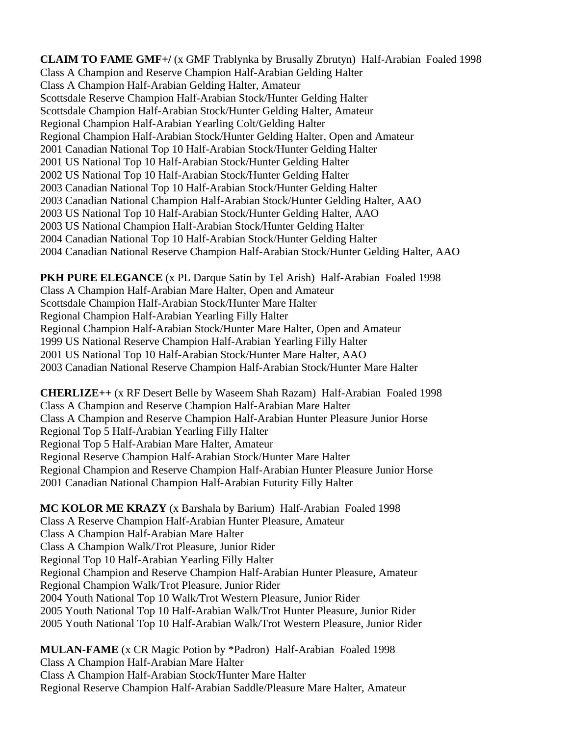**CLAIM TO FAME GMF+/** (x GMF Trablynka by Brusally Zbrutyn) Half-Arabian Foaled 1998
Class A Champion and Reserve Champion Half-Arabian Gelding Halter
Class A Champion Half-Arabian Gelding Halter, Amateur
Scottsdale Reserve Champion Half-Arabian Stock/Hunter Gelding Halter
Scottsdale Champion Half-Arabian Stock/Hunter Gelding Halter, Amateur
Regional Champion Half-Arabian Yearling Colt/Gelding Halter
Regional Champion Half-Arabian Stock/Hunter Gelding Halter, Open and Amateur
2001 Canadian National Top 10 Half-Arabian Stock/Hunter Gelding Halter
2001 US National Top 10 Half-Arabian Stock/Hunter Gelding Halter
2002 US National Top 10 Half-Arabian Stock/Hunter Gelding Halter
2003 Canadian National Top 10 Half-Arabian Stock/Hunter Gelding Halter
2003 Canadian National Champion Half-Arabian Stock/Hunter Gelding Halter, AAO
2003 US National Top 10 Half-Arabian Stock/Hunter Gelding Halter, AAO
2003 US National Champion Half-Arabian Stock/Hunter Gelding Halter
2004 Canadian National Top 10 Half-Arabian Stock/Hunter Gelding Halter
2004 Canadian National Reserve Champion Half-Arabian Stock/Hunter Gelding Halter, AAO

**PKH PURE ELEGANCE** (x PL Darque Satin by Tel Arish) Half-Arabian Foaled 1998
Class A Champion Half-Arabian Mare Halter, Open and Amateur
Scottsdale Champion Half-Arabian Stock/Hunter Mare Halter
Regional Champion Half-Arabian Yearling Filly Halter
Regional Champion Half-Arabian Stock/Hunter Mare Halter, Open and Amateur
1999 US National Reserve Champion Half-Arabian Yearling Filly Halter
2001 US National Top 10 Half-Arabian Stock/Hunter Mare Halter, AAO
2003 Canadian National Reserve Champion Half-Arabian Stock/Hunter Mare Halter

**CHERLIZE++** (x RF Desert Belle by Waseem Shah Razam) Half-Arabian Foaled 1998
Class A Champion and Reserve Champion Half-Arabian Mare Halter
Class A Champion and Reserve Champion Half-Arabian Hunter Pleasure Junior Horse
Regional Top 5 Half-Arabian Yearling Filly Halter
Regional Top 5 Half-Arabian Mare Halter, Amateur
Regional Reserve Champion Half-Arabian Stock/Hunter Mare Halter
Regional Champion and Reserve Champion Half-Arabian Hunter Pleasure Junior Horse
2001 Canadian National Champion Half-Arabian Futurity Filly Halter

**MC KOLOR ME KRAZY** (x Barshala by Barium) Half-Arabian Foaled 1998
Class A Reserve Champion Half-Arabian Hunter Pleasure, Amateur
Class A Champion Half-Arabian Mare Halter
Class A Champion Walk/Trot Pleasure, Junior Rider
Regional Top 10 Half-Arabian Yearling Filly Halter
Regional Champion and Reserve Champion Half-Arabian Hunter Pleasure, Amateur
Regional Champion Walk/Trot Pleasure, Junior Rider
2004 Youth National Top 10 Walk/Trot Western Pleasure, Junior Rider
2005 Youth National Top 10 Half-Arabian Walk/Trot Hunter Pleasure, Junior Rider
2005 Youth National Top 10 Half-Arabian Walk/Trot Western Pleasure, Junior Rider

**MULAN-FAME** (x CR Magic Potion by *Padron) Half-Arabian Foaled 1998
Class A Champion Half-Arabian Mare Halter
Class A Champion Half-Arabian Stock/Hunter Mare Halter
Regional Reserve Champion Half-Arabian Saddle/Pleasure Mare Halter, Amateur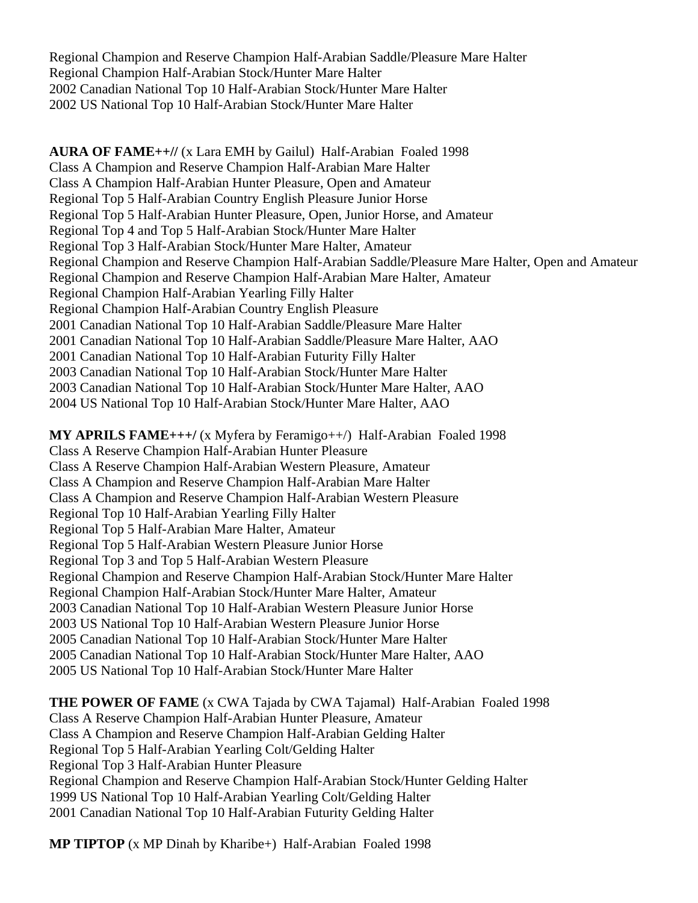Regional Champion and Reserve Champion Half-Arabian Saddle/Pleasure Mare Halter
Regional Champion Half-Arabian Stock/Hunter Mare Halter
2002 Canadian National Top 10 Half-Arabian Stock/Hunter Mare Halter
2002 US National Top 10 Half-Arabian Stock/Hunter Mare Halter

**AURA OF FAME++//** (x Lara EMH by Gailul) Half-Arabian Foaled 1998
Class A Champion and Reserve Champion Half-Arabian Mare Halter
Class A Champion Half-Arabian Hunter Pleasure, Open and Amateur
Regional Top 5 Half-Arabian Country English Pleasure Junior Horse
Regional Top 5 Half-Arabian Hunter Pleasure, Open, Junior Horse, and Amateur
Regional Top 4 and Top 5 Half-Arabian Stock/Hunter Mare Halter
Regional Top 3 Half-Arabian Stock/Hunter Mare Halter, Amateur
Regional Champion and Reserve Champion Half-Arabian Saddle/Pleasure Mare Halter, Open and Amateur
Regional Champion and Reserve Champion Half-Arabian Mare Halter, Amateur
Regional Champion Half-Arabian Yearling Filly Halter
Regional Champion Half-Arabian Country English Pleasure
2001 Canadian National Top 10 Half-Arabian Saddle/Pleasure Mare Halter
2001 Canadian National Top 10 Half-Arabian Saddle/Pleasure Mare Halter, AAO
2001 Canadian National Top 10 Half-Arabian Futurity Filly Halter
2003 Canadian National Top 10 Half-Arabian Stock/Hunter Mare Halter
2003 Canadian National Top 10 Half-Arabian Stock/Hunter Mare Halter, AAO
2004 US National Top 10 Half-Arabian Stock/Hunter Mare Halter, AAO

**MY APRILS FAME+++/** (x Myfera by Feramigo++/) Half-Arabian Foaled 1998
Class A Reserve Champion Half-Arabian Hunter Pleasure
Class A Reserve Champion Half-Arabian Western Pleasure, Amateur
Class A Champion and Reserve Champion Half-Arabian Mare Halter
Class A Champion and Reserve Champion Half-Arabian Western Pleasure
Regional Top 10 Half-Arabian Yearling Filly Halter
Regional Top 5 Half-Arabian Mare Halter, Amateur
Regional Top 5 Half-Arabian Western Pleasure Junior Horse
Regional Top 3 and Top 5 Half-Arabian Western Pleasure
Regional Champion and Reserve Champion Half-Arabian Stock/Hunter Mare Halter
Regional Champion Half-Arabian Stock/Hunter Mare Halter, Amateur
2003 Canadian National Top 10 Half-Arabian Western Pleasure Junior Horse
2003 US National Top 10 Half-Arabian Western Pleasure Junior Horse
2005 Canadian National Top 10 Half-Arabian Stock/Hunter Mare Halter
2005 Canadian National Top 10 Half-Arabian Stock/Hunter Mare Halter, AAO
2005 US National Top 10 Half-Arabian Stock/Hunter Mare Halter

**THE POWER OF FAME** (x CWA Tajada by CWA Tajamal) Half-Arabian Foaled 1998
Class A Reserve Champion Half-Arabian Hunter Pleasure, Amateur
Class A Champion and Reserve Champion Half-Arabian Gelding Halter
Regional Top 5 Half-Arabian Yearling Colt/Gelding Halter
Regional Top 3 Half-Arabian Hunter Pleasure
Regional Champion and Reserve Champion Half-Arabian Stock/Hunter Gelding Halter
1999 US National Top 10 Half-Arabian Yearling Colt/Gelding Halter
2001 Canadian National Top 10 Half-Arabian Futurity Gelding Halter

**MP TIPTOP** (x MP Dinah by Kharibe+) Half-Arabian Foaled 1998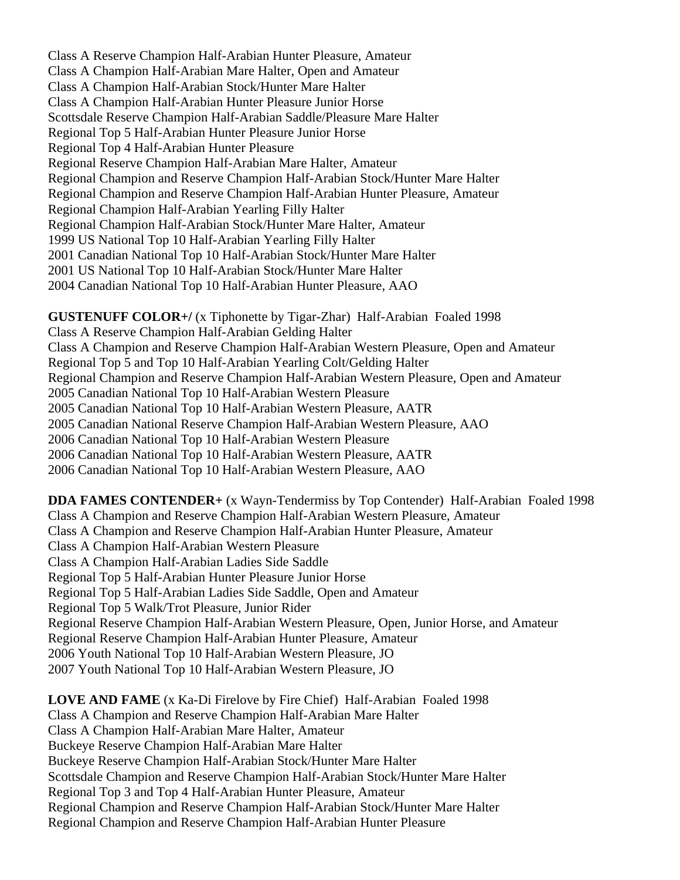Class A Reserve Champion Half-Arabian Hunter Pleasure, Amateur
Class A Champion Half-Arabian Mare Halter, Open and Amateur
Class A Champion Half-Arabian Stock/Hunter Mare Halter
Class A Champion Half-Arabian Hunter Pleasure Junior Horse
Scottsdale Reserve Champion Half-Arabian Saddle/Pleasure Mare Halter
Regional Top 5 Half-Arabian Hunter Pleasure Junior Horse
Regional Top 4 Half-Arabian Hunter Pleasure
Regional Reserve Champion Half-Arabian Mare Halter, Amateur
Regional Champion and Reserve Champion Half-Arabian Stock/Hunter Mare Halter
Regional Champion and Reserve Champion Half-Arabian Hunter Pleasure, Amateur
Regional Champion Half-Arabian Yearling Filly Halter
Regional Champion Half-Arabian Stock/Hunter Mare Halter, Amateur
1999 US National Top 10 Half-Arabian Yearling Filly Halter
2001 Canadian National Top 10 Half-Arabian Stock/Hunter Mare Halter
2001 US National Top 10 Half-Arabian Stock/Hunter Mare Halter
2004 Canadian National Top 10 Half-Arabian Hunter Pleasure, AAO

**GUSTENUFF COLOR+/** (x Tiphonette by Tigar-Zhar) Half-Arabian Foaled 1998
Class A Reserve Champion Half-Arabian Gelding Halter
Class A Champion and Reserve Champion Half-Arabian Western Pleasure, Open and Amateur
Regional Top 5 and Top 10 Half-Arabian Yearling Colt/Gelding Halter
Regional Champion and Reserve Champion Half-Arabian Western Pleasure, Open and Amateur
2005 Canadian National Top 10 Half-Arabian Western Pleasure
2005 Canadian National Top 10 Half-Arabian Western Pleasure, AATR
2005 Canadian National Reserve Champion Half-Arabian Western Pleasure, AAO
2006 Canadian National Top 10 Half-Arabian Western Pleasure
2006 Canadian National Top 10 Half-Arabian Western Pleasure, AATR
2006 Canadian National Top 10 Half-Arabian Western Pleasure, AAO

**DDA FAMES CONTENDER+** (x Wayn-Tendermiss by Top Contender) Half-Arabian Foaled 1998
Class A Champion and Reserve Champion Half-Arabian Western Pleasure, Amateur
Class A Champion and Reserve Champion Half-Arabian Hunter Pleasure, Amateur
Class A Champion Half-Arabian Western Pleasure
Class A Champion Half-Arabian Ladies Side Saddle
Regional Top 5 Half-Arabian Hunter Pleasure Junior Horse
Regional Top 5 Half-Arabian Ladies Side Saddle, Open and Amateur
Regional Top 5 Walk/Trot Pleasure, Junior Rider
Regional Reserve Champion Half-Arabian Western Pleasure, Open, Junior Horse, and Amateur
Regional Reserve Champion Half-Arabian Hunter Pleasure, Amateur
2006 Youth National Top 10 Half-Arabian Western Pleasure, JO
2007 Youth National Top 10 Half-Arabian Western Pleasure, JO

**LOVE AND FAME** (x Ka-Di Firelove by Fire Chief) Half-Arabian Foaled 1998
Class A Champion and Reserve Champion Half-Arabian Mare Halter
Class A Champion Half-Arabian Mare Halter, Amateur
Buckeye Reserve Champion Half-Arabian Mare Halter
Buckeye Reserve Champion Half-Arabian Stock/Hunter Mare Halter
Scottsdale Champion and Reserve Champion Half-Arabian Stock/Hunter Mare Halter
Regional Top 3 and Top 4 Half-Arabian Hunter Pleasure, Amateur
Regional Champion and Reserve Champion Half-Arabian Stock/Hunter Mare Halter
Regional Champion and Reserve Champion Half-Arabian Hunter Pleasure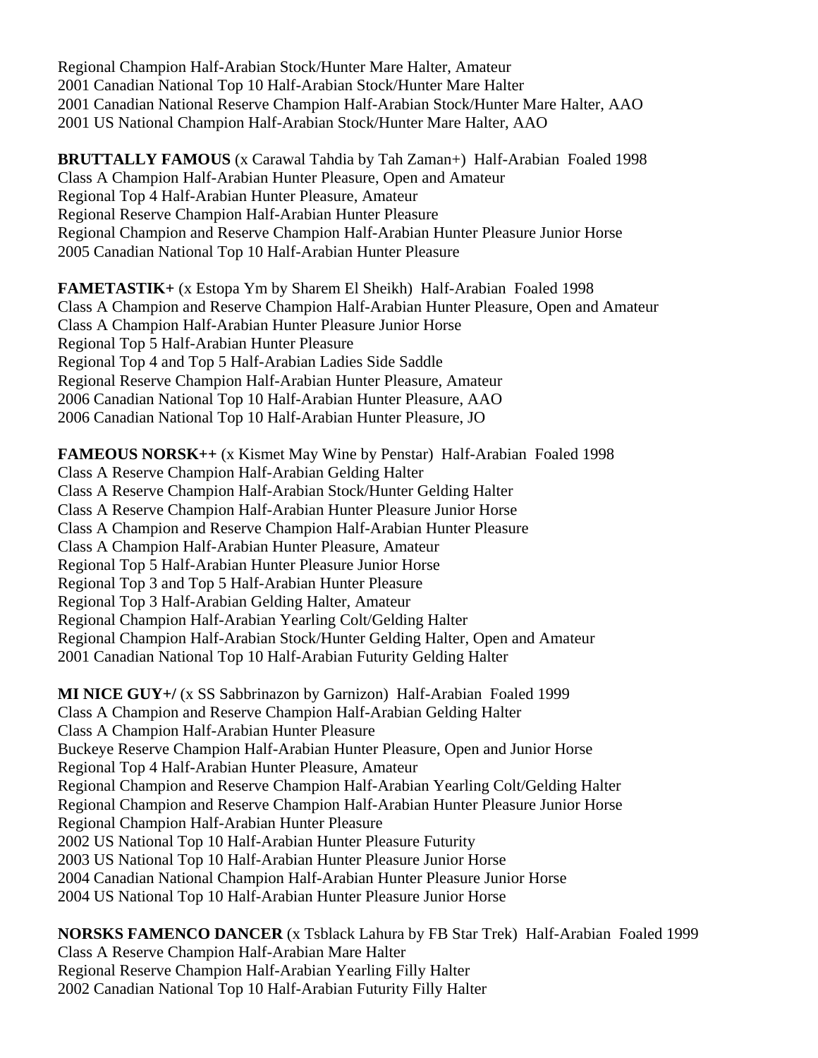Regional Champion Half-Arabian Stock/Hunter Mare Halter, Amateur
2001 Canadian National Top 10 Half-Arabian Stock/Hunter Mare Halter
2001 Canadian National Reserve Champion Half-Arabian Stock/Hunter Mare Halter, AAO
2001 US National Champion Half-Arabian Stock/Hunter Mare Halter, AAO

**BRUTTALLY FAMOUS** (x Carawal Tahdia by Tah Zaman+) Half-Arabian Foaled 1998
Class A Champion Half-Arabian Hunter Pleasure, Open and Amateur
Regional Top 4 Half-Arabian Hunter Pleasure, Amateur
Regional Reserve Champion Half-Arabian Hunter Pleasure
Regional Champion and Reserve Champion Half-Arabian Hunter Pleasure Junior Horse
2005 Canadian National Top 10 Half-Arabian Hunter Pleasure

**FAMETASTIK+** (x Estopa Ym by Sharem El Sheikh) Half-Arabian Foaled 1998
Class A Champion and Reserve Champion Half-Arabian Hunter Pleasure, Open and Amateur
Class A Champion Half-Arabian Hunter Pleasure Junior Horse
Regional Top 5 Half-Arabian Hunter Pleasure
Regional Top 4 and Top 5 Half-Arabian Ladies Side Saddle
Regional Reserve Champion Half-Arabian Hunter Pleasure, Amateur
2006 Canadian National Top 10 Half-Arabian Hunter Pleasure, AAO
2006 Canadian National Top 10 Half-Arabian Hunter Pleasure, JO

**FAMEOUS NORSK++** (x Kismet May Wine by Penstar) Half-Arabian Foaled 1998
Class A Reserve Champion Half-Arabian Gelding Halter
Class A Reserve Champion Half-Arabian Stock/Hunter Gelding Halter
Class A Reserve Champion Half-Arabian Hunter Pleasure Junior Horse
Class A Champion and Reserve Champion Half-Arabian Hunter Pleasure
Class A Champion Half-Arabian Hunter Pleasure, Amateur
Regional Top 5 Half-Arabian Hunter Pleasure Junior Horse
Regional Top 3 and Top 5 Half-Arabian Hunter Pleasure
Regional Top 3 Half-Arabian Gelding Halter, Amateur
Regional Champion Half-Arabian Yearling Colt/Gelding Halter
Regional Champion Half-Arabian Stock/Hunter Gelding Halter, Open and Amateur
2001 Canadian National Top 10 Half-Arabian Futurity Gelding Halter

**MI NICE GUY+/** (x SS Sabbrinazon by Garnizon) Half-Arabian Foaled 1999
Class A Champion and Reserve Champion Half-Arabian Gelding Halter
Class A Champion Half-Arabian Hunter Pleasure
Buckeye Reserve Champion Half-Arabian Hunter Pleasure, Open and Junior Horse
Regional Top 4 Half-Arabian Hunter Pleasure, Amateur
Regional Champion and Reserve Champion Half-Arabian Yearling Colt/Gelding Halter
Regional Champion and Reserve Champion Half-Arabian Hunter Pleasure Junior Horse
Regional Champion Half-Arabian Hunter Pleasure
2002 US National Top 10 Half-Arabian Hunter Pleasure Futurity
2003 US National Top 10 Half-Arabian Hunter Pleasure Junior Horse
2004 Canadian National Champion Half-Arabian Hunter Pleasure Junior Horse
2004 US National Top 10 Half-Arabian Hunter Pleasure Junior Horse

**NORSKS FAMENCO DANCER** (x Tsblack Lahura by FB Star Trek) Half-Arabian Foaled 1999
Class A Reserve Champion Half-Arabian Mare Halter
Regional Reserve Champion Half-Arabian Yearling Filly Halter
2002 Canadian National Top 10 Half-Arabian Futurity Filly Halter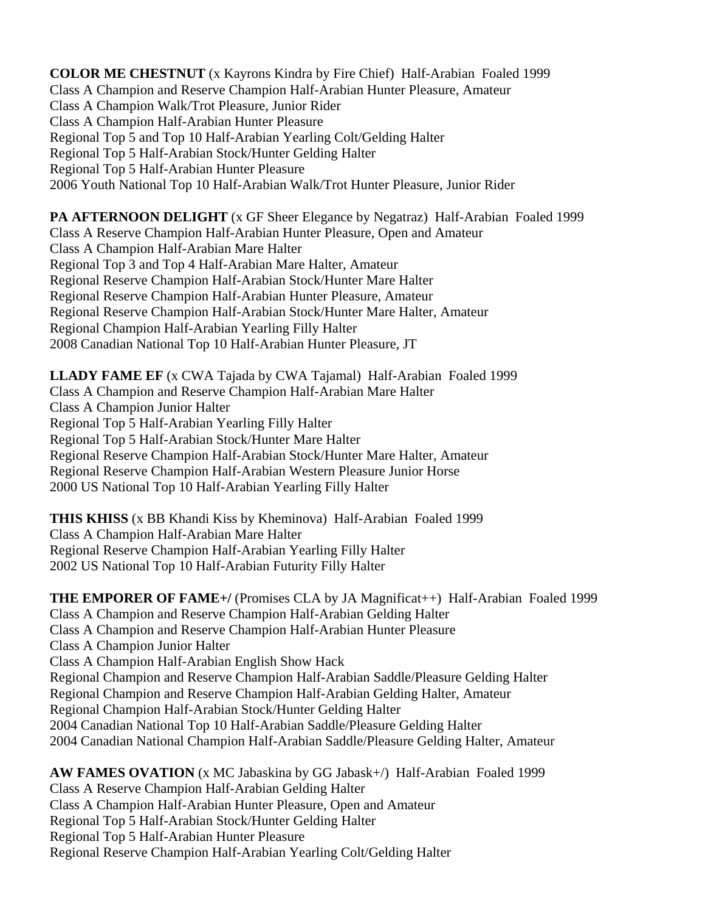**COLOR ME CHESTNUT** (x Kayrons Kindra by Fire Chief) Half-Arabian Foaled 1999
Class A Champion and Reserve Champion Half-Arabian Hunter Pleasure, Amateur
Class A Champion Walk/Trot Pleasure, Junior Rider
Class A Champion Half-Arabian Hunter Pleasure
Regional Top 5 and Top 10 Half-Arabian Yearling Colt/Gelding Halter
Regional Top 5 Half-Arabian Stock/Hunter Gelding Halter
Regional Top 5 Half-Arabian Hunter Pleasure
2006 Youth National Top 10 Half-Arabian Walk/Trot Hunter Pleasure, Junior Rider

**PA AFTERNOON DELIGHT** (x GF Sheer Elegance by Negatraz) Half-Arabian Foaled 1999
Class A Reserve Champion Half-Arabian Hunter Pleasure, Open and Amateur
Class A Champion Half-Arabian Mare Halter
Regional Top 3 and Top 4 Half-Arabian Mare Halter, Amateur
Regional Reserve Champion Half-Arabian Stock/Hunter Mare Halter
Regional Reserve Champion Half-Arabian Hunter Pleasure, Amateur
Regional Reserve Champion Half-Arabian Stock/Hunter Mare Halter, Amateur
Regional Champion Half-Arabian Yearling Filly Halter
2008 Canadian National Top 10 Half-Arabian Hunter Pleasure, JT

**LLADY FAME EF** (x CWA Tajada by CWA Tajamal) Half-Arabian Foaled 1999
Class A Champion and Reserve Champion Half-Arabian Mare Halter
Class A Champion Junior Halter
Regional Top 5 Half-Arabian Yearling Filly Halter
Regional Top 5 Half-Arabian Stock/Hunter Mare Halter
Regional Reserve Champion Half-Arabian Stock/Hunter Mare Halter, Amateur
Regional Reserve Champion Half-Arabian Western Pleasure Junior Horse
2000 US National Top 10 Half-Arabian Yearling Filly Halter

**THIS KHISS** (x BB Khandi Kiss by Kheminova) Half-Arabian Foaled 1999
Class A Champion Half-Arabian Mare Halter
Regional Reserve Champion Half-Arabian Yearling Filly Halter
2002 US National Top 10 Half-Arabian Futurity Filly Halter

**THE EMPORER OF FAME+/** (Promises CLA by JA Magnificat++) Half-Arabian Foaled 1999
Class A Champion and Reserve Champion Half-Arabian Gelding Halter
Class A Champion and Reserve Champion Half-Arabian Hunter Pleasure
Class A Champion Junior Halter
Class A Champion Half-Arabian English Show Hack
Regional Champion and Reserve Champion Half-Arabian Saddle/Pleasure Gelding Halter
Regional Champion and Reserve Champion Half-Arabian Gelding Halter, Amateur
Regional Champion Half-Arabian Stock/Hunter Gelding Halter
2004 Canadian National Top 10 Half-Arabian Saddle/Pleasure Gelding Halter
2004 Canadian National Champion Half-Arabian Saddle/Pleasure Gelding Halter, Amateur

**AW FAMES OVATION** (x MC Jabaskina by GG Jabask+/) Half-Arabian Foaled 1999
Class A Reserve Champion Half-Arabian Gelding Halter
Class A Champion Half-Arabian Hunter Pleasure, Open and Amateur
Regional Top 5 Half-Arabian Stock/Hunter Gelding Halter
Regional Top 5 Half-Arabian Hunter Pleasure
Regional Reserve Champion Half-Arabian Yearling Colt/Gelding Halter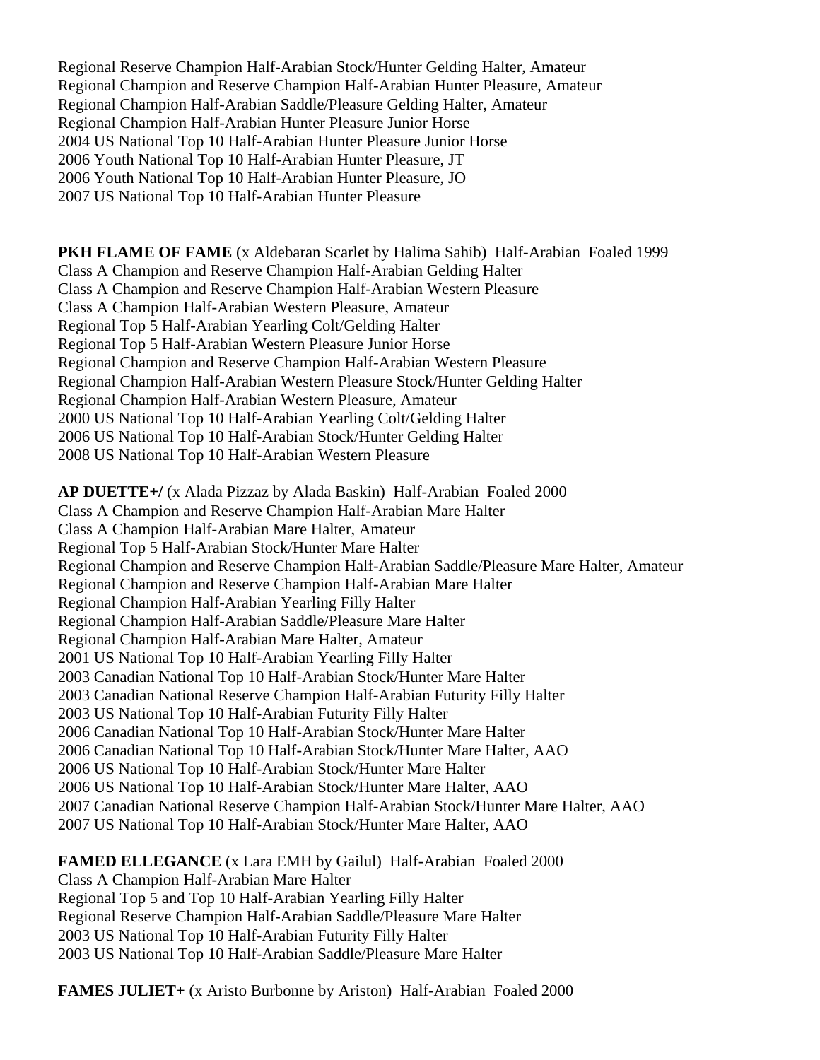Regional Reserve Champion Half-Arabian Stock/Hunter Gelding Halter, Amateur
Regional Champion and Reserve Champion Half-Arabian Hunter Pleasure, Amateur
Regional Champion Half-Arabian Saddle/Pleasure Gelding Halter, Amateur
Regional Champion Half-Arabian Hunter Pleasure Junior Horse
2004 US National Top 10 Half-Arabian Hunter Pleasure Junior Horse
2006 Youth National Top 10 Half-Arabian Hunter Pleasure, JT
2006 Youth National Top 10 Half-Arabian Hunter Pleasure, JO
2007 US National Top 10 Half-Arabian Hunter Pleasure

**PKH FLAME OF FAME** (x Aldebaran Scarlet by Halima Sahib) Half-Arabian Foaled 1999
Class A Champion and Reserve Champion Half-Arabian Gelding Halter
Class A Champion and Reserve Champion Half-Arabian Western Pleasure
Class A Champion Half-Arabian Western Pleasure, Amateur
Regional Top 5 Half-Arabian Yearling Colt/Gelding Halter
Regional Top 5 Half-Arabian Western Pleasure Junior Horse
Regional Champion and Reserve Champion Half-Arabian Western Pleasure
Regional Champion Half-Arabian Western Pleasure Stock/Hunter Gelding Halter
Regional Champion Half-Arabian Western Pleasure, Amateur
2000 US National Top 10 Half-Arabian Yearling Colt/Gelding Halter
2006 US National Top 10 Half-Arabian Stock/Hunter Gelding Halter
2008 US National Top 10 Half-Arabian Western Pleasure

**AP DUETTE+/** (x Alada Pizzaz by Alada Baskin) Half-Arabian Foaled 2000
Class A Champion and Reserve Champion Half-Arabian Mare Halter
Class A Champion Half-Arabian Mare Halter, Amateur
Regional Top 5 Half-Arabian Stock/Hunter Mare Halter
Regional Champion and Reserve Champion Half-Arabian Saddle/Pleasure Mare Halter, Amateur
Regional Champion and Reserve Champion Half-Arabian Mare Halter
Regional Champion Half-Arabian Yearling Filly Halter
Regional Champion Half-Arabian Saddle/Pleasure Mare Halter
Regional Champion Half-Arabian Mare Halter, Amateur
2001 US National Top 10 Half-Arabian Yearling Filly Halter
2003 Canadian National Top 10 Half-Arabian Stock/Hunter Mare Halter
2003 Canadian National Reserve Champion Half-Arabian Futurity Filly Halter
2003 US National Top 10 Half-Arabian Futurity Filly Halter
2006 Canadian National Top 10 Half-Arabian Stock/Hunter Mare Halter
2006 Canadian National Top 10 Half-Arabian Stock/Hunter Mare Halter, AAO
2006 US National Top 10 Half-Arabian Stock/Hunter Mare Halter
2006 US National Top 10 Half-Arabian Stock/Hunter Mare Halter, AAO
2007 Canadian National Reserve Champion Half-Arabian Stock/Hunter Mare Halter, AAO
2007 US National Top 10 Half-Arabian Stock/Hunter Mare Halter, AAO

**FAMED ELLEGANCE** (x Lara EMH by Gailul) Half-Arabian Foaled 2000
Class A Champion Half-Arabian Mare Halter
Regional Top 5 and Top 10 Half-Arabian Yearling Filly Halter
Regional Reserve Champion Half-Arabian Saddle/Pleasure Mare Halter
2003 US National Top 10 Half-Arabian Futurity Filly Halter
2003 US National Top 10 Half-Arabian Saddle/Pleasure Mare Halter

**FAMES JULIET+** (x Aristo Burbonne by Ariston) Half-Arabian Foaled 2000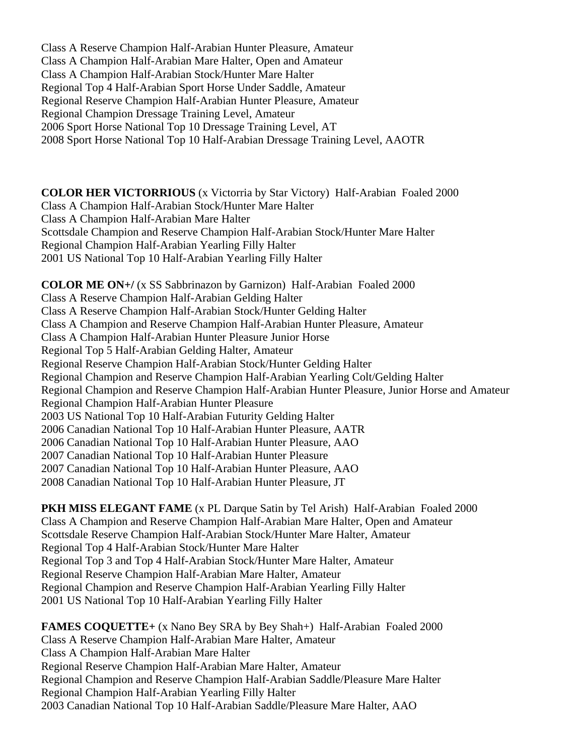Class A Reserve Champion Half-Arabian Hunter Pleasure, Amateur
Class A Champion Half-Arabian Mare Halter, Open and Amateur
Class A Champion Half-Arabian Stock/Hunter Mare Halter
Regional Top 4 Half-Arabian Sport Horse Under Saddle, Amateur
Regional Reserve Champion Half-Arabian Hunter Pleasure, Amateur
Regional Champion Dressage Training Level, Amateur
2006 Sport Horse National Top 10 Dressage Training Level, AT
2008 Sport Horse National Top 10 Half-Arabian Dressage Training Level, AAOTR

**COLOR HER VICTORRIOUS** (x Victorria by Star Victory) Half-Arabian Foaled 2000
Class A Champion Half-Arabian Stock/Hunter Mare Halter
Class A Champion Half-Arabian Mare Halter
Scottsdale Champion and Reserve Champion Half-Arabian Stock/Hunter Mare Halter
Regional Champion Half-Arabian Yearling Filly Halter
2001 US National Top 10 Half-Arabian Yearling Filly Halter

**COLOR ME ON+/** (x SS Sabbrinazon by Garnizon) Half-Arabian Foaled 2000
Class A Reserve Champion Half-Arabian Gelding Halter
Class A Reserve Champion Half-Arabian Stock/Hunter Gelding Halter
Class A Champion and Reserve Champion Half-Arabian Hunter Pleasure, Amateur
Class A Champion Half-Arabian Hunter Pleasure Junior Horse
Regional Top 5 Half-Arabian Gelding Halter, Amateur
Regional Reserve Champion Half-Arabian Stock/Hunter Gelding Halter
Regional Champion and Reserve Champion Half-Arabian Yearling Colt/Gelding Halter
Regional Champion and Reserve Champion Half-Arabian Hunter Pleasure, Junior Horse and Amateur
Regional Champion Half-Arabian Hunter Pleasure
2003 US National Top 10 Half-Arabian Futurity Gelding Halter
2006 Canadian National Top 10 Half-Arabian Hunter Pleasure, AATR
2006 Canadian National Top 10 Half-Arabian Hunter Pleasure, AAO
2007 Canadian National Top 10 Half-Arabian Hunter Pleasure
2007 Canadian National Top 10 Half-Arabian Hunter Pleasure, AAO
2008 Canadian National Top 10 Half-Arabian Hunter Pleasure, JT

**PKH MISS ELEGANT FAME** (x PL Darque Satin by Tel Arish) Half-Arabian Foaled 2000
Class A Champion and Reserve Champion Half-Arabian Mare Halter, Open and Amateur
Scottsdale Reserve Champion Half-Arabian Stock/Hunter Mare Halter, Amateur
Regional Top 4 Half-Arabian Stock/Hunter Mare Halter
Regional Top 3 and Top 4 Half-Arabian Stock/Hunter Mare Halter, Amateur
Regional Reserve Champion Half-Arabian Mare Halter, Amateur
Regional Champion and Reserve Champion Half-Arabian Yearling Filly Halter
2001 US National Top 10 Half-Arabian Yearling Filly Halter

**FAMES COQUETTE+** (x Nano Bey SRA by Bey Shah+) Half-Arabian Foaled 2000
Class A Reserve Champion Half-Arabian Mare Halter, Amateur
Class A Champion Half-Arabian Mare Halter
Regional Reserve Champion Half-Arabian Mare Halter, Amateur
Regional Champion and Reserve Champion Half-Arabian Saddle/Pleasure Mare Halter
Regional Champion Half-Arabian Yearling Filly Halter
2003 Canadian National Top 10 Half-Arabian Saddle/Pleasure Mare Halter, AAO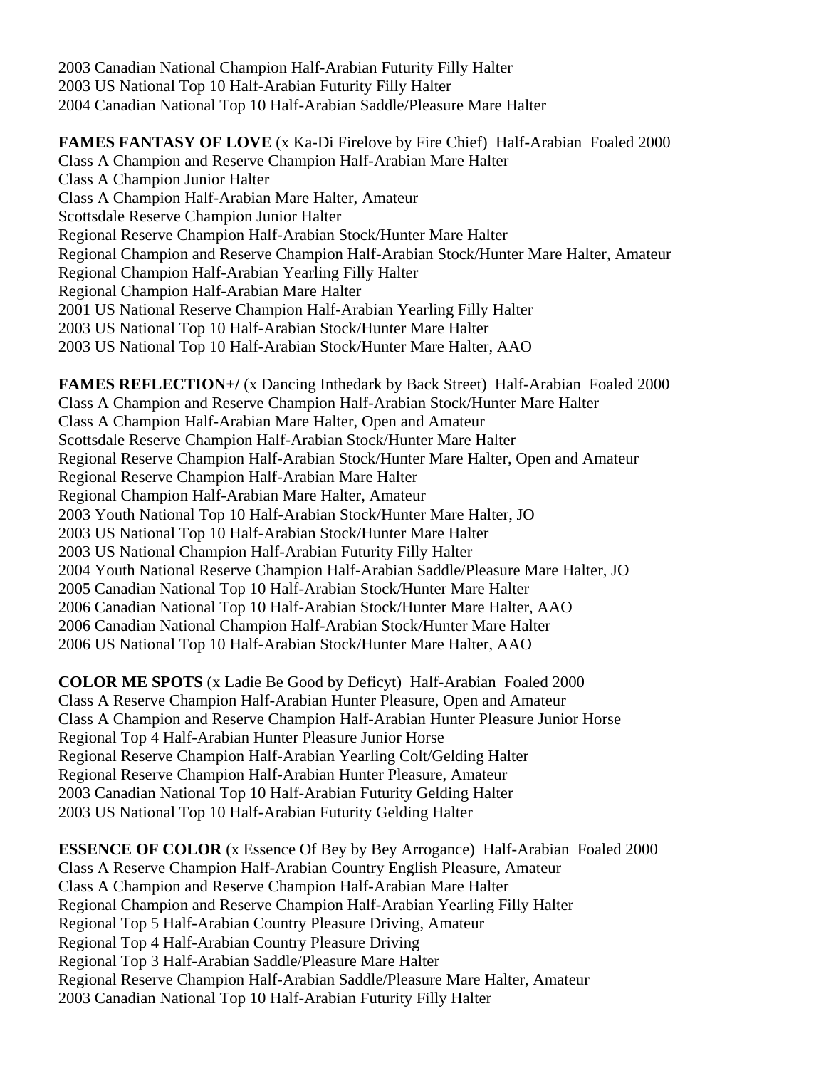2003 Canadian National Champion Half-Arabian Futurity Filly Halter
2003 US National Top 10 Half-Arabian Futurity Filly Halter
2004 Canadian National Top 10 Half-Arabian Saddle/Pleasure Mare Halter

**FAMES FANTASY OF LOVE** (x Ka-Di Firelove by Fire Chief) Half-Arabian Foaled 2000
Class A Champion and Reserve Champion Half-Arabian Mare Halter
Class A Champion Junior Halter
Class A Champion Half-Arabian Mare Halter, Amateur
Scottsdale Reserve Champion Junior Halter
Regional Reserve Champion Half-Arabian Stock/Hunter Mare Halter
Regional Champion and Reserve Champion Half-Arabian Stock/Hunter Mare Halter, Amateur
Regional Champion Half-Arabian Yearling Filly Halter
Regional Champion Half-Arabian Mare Halter
2001 US National Reserve Champion Half-Arabian Yearling Filly Halter
2003 US National Top 10 Half-Arabian Stock/Hunter Mare Halter
2003 US National Top 10 Half-Arabian Stock/Hunter Mare Halter, AAO

**FAMES REFLECTION+/** (x Dancing Inthedark by Back Street) Half-Arabian Foaled 2000
Class A Champion and Reserve Champion Half-Arabian Stock/Hunter Mare Halter
Class A Champion Half-Arabian Mare Halter, Open and Amateur
Scottsdale Reserve Champion Half-Arabian Stock/Hunter Mare Halter
Regional Reserve Champion Half-Arabian Stock/Hunter Mare Halter, Open and Amateur
Regional Reserve Champion Half-Arabian Mare Halter
Regional Champion Half-Arabian Mare Halter, Amateur
2003 Youth National Top 10 Half-Arabian Stock/Hunter Mare Halter, JO
2003 US National Top 10 Half-Arabian Stock/Hunter Mare Halter
2003 US National Champion Half-Arabian Futurity Filly Halter
2004 Youth National Reserve Champion Half-Arabian Saddle/Pleasure Mare Halter, JO
2005 Canadian National Top 10 Half-Arabian Stock/Hunter Mare Halter
2006 Canadian National Top 10 Half-Arabian Stock/Hunter Mare Halter, AAO
2006 Canadian National Champion Half-Arabian Stock/Hunter Mare Halter
2006 US National Top 10 Half-Arabian Stock/Hunter Mare Halter, AAO

**COLOR ME SPOTS** (x Ladie Be Good by Deficyt) Half-Arabian Foaled 2000
Class A Reserve Champion Half-Arabian Hunter Pleasure, Open and Amateur
Class A Champion and Reserve Champion Half-Arabian Hunter Pleasure Junior Horse
Regional Top 4 Half-Arabian Hunter Pleasure Junior Horse
Regional Reserve Champion Half-Arabian Yearling Colt/Gelding Halter
Regional Reserve Champion Half-Arabian Hunter Pleasure, Amateur
2003 Canadian National Top 10 Half-Arabian Futurity Gelding Halter
2003 US National Top 10 Half-Arabian Futurity Gelding Halter

**ESSENCE OF COLOR** (x Essence Of Bey by Bey Arrogance) Half-Arabian Foaled 2000
Class A Reserve Champion Half-Arabian Country English Pleasure, Amateur
Class A Champion and Reserve Champion Half-Arabian Mare Halter
Regional Champion and Reserve Champion Half-Arabian Yearling Filly Halter
Regional Top 5 Half-Arabian Country Pleasure Driving, Amateur
Regional Top 4 Half-Arabian Country Pleasure Driving
Regional Top 3 Half-Arabian Saddle/Pleasure Mare Halter
Regional Reserve Champion Half-Arabian Saddle/Pleasure Mare Halter, Amateur
2003 Canadian National Top 10 Half-Arabian Futurity Filly Halter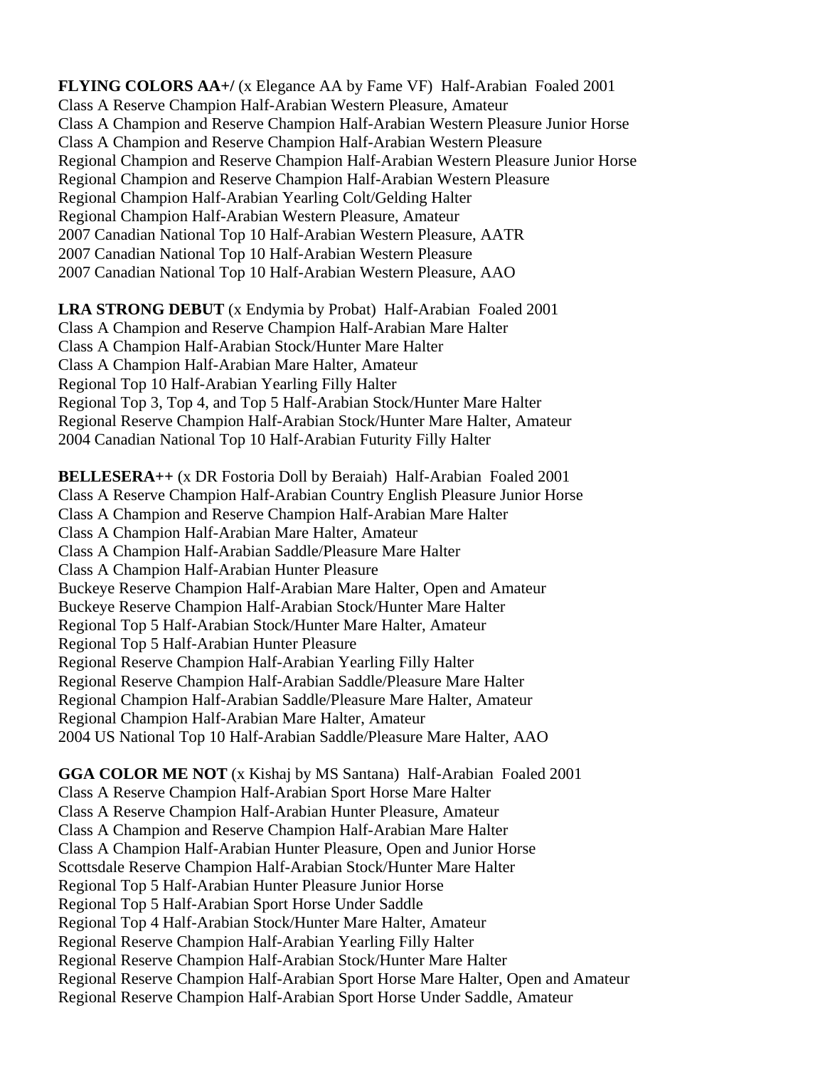**FLYING COLORS AA+/** (x Elegance AA by Fame VF)  Half-Arabian  Foaled 2001
Class A Reserve Champion Half-Arabian Western Pleasure, Amateur
Class A Champion and Reserve Champion Half-Arabian Western Pleasure Junior Horse
Class A Champion and Reserve Champion Half-Arabian Western Pleasure
Regional Champion and Reserve Champion Half-Arabian Western Pleasure Junior Horse
Regional Champion and Reserve Champion Half-Arabian Western Pleasure
Regional Champion Half-Arabian Yearling Colt/Gelding Halter
Regional Champion Half-Arabian Western Pleasure, Amateur
2007 Canadian National Top 10 Half-Arabian Western Pleasure, AATR
2007 Canadian National Top 10 Half-Arabian Western Pleasure
2007 Canadian National Top 10 Half-Arabian Western Pleasure, AAO

**LRA STRONG DEBUT** (x Endymia by Probat)  Half-Arabian  Foaled 2001
Class A Champion and Reserve Champion Half-Arabian Mare Halter
Class A Champion Half-Arabian Stock/Hunter Mare Halter
Class A Champion Half-Arabian Mare Halter, Amateur
Regional Top 10 Half-Arabian Yearling Filly Halter
Regional Top 3, Top 4, and Top 5 Half-Arabian Stock/Hunter Mare Halter
Regional Reserve Champion Half-Arabian Stock/Hunter Mare Halter, Amateur
2004 Canadian National Top 10 Half-Arabian Futurity Filly Halter

**BELLESERA++** (x DR Fostoria Doll by Beraiah)  Half-Arabian  Foaled 2001
Class A Reserve Champion Half-Arabian Country English Pleasure Junior Horse
Class A Champion and Reserve Champion Half-Arabian Mare Halter
Class A Champion Half-Arabian Mare Halter, Amateur
Class A Champion Half-Arabian Saddle/Pleasure Mare Halter
Class A Champion Half-Arabian Hunter Pleasure
Buckeye Reserve Champion Half-Arabian Mare Halter, Open and Amateur
Buckeye Reserve Champion Half-Arabian Stock/Hunter Mare Halter
Regional Top 5 Half-Arabian Stock/Hunter Mare Halter, Amateur
Regional Top 5 Half-Arabian Hunter Pleasure
Regional Reserve Champion Half-Arabian Yearling Filly Halter
Regional Reserve Champion Half-Arabian Saddle/Pleasure Mare Halter
Regional Champion Half-Arabian Saddle/Pleasure Mare Halter, Amateur
Regional Champion Half-Arabian Mare Halter, Amateur
2004 US National Top 10 Half-Arabian Saddle/Pleasure Mare Halter, AAO

**GGA COLOR ME NOT** (x Kishaj by MS Santana)  Half-Arabian  Foaled 2001
Class A Reserve Champion Half-Arabian Sport Horse Mare Halter
Class A Reserve Champion Half-Arabian Hunter Pleasure, Amateur
Class A Champion and Reserve Champion Half-Arabian Mare Halter
Class A Champion Half-Arabian Hunter Pleasure, Open and Junior Horse
Scottsdale Reserve Champion Half-Arabian Stock/Hunter Mare Halter
Regional Top 5 Half-Arabian Hunter Pleasure Junior Horse
Regional Top 5 Half-Arabian Sport Horse Under Saddle
Regional Top 4 Half-Arabian Stock/Hunter Mare Halter, Amateur
Regional Reserve Champion Half-Arabian Yearling Filly Halter
Regional Reserve Champion Half-Arabian Stock/Hunter Mare Halter
Regional Reserve Champion Half-Arabian Sport Horse Mare Halter, Open and Amateur
Regional Reserve Champion Half-Arabian Sport Horse Under Saddle, Amateur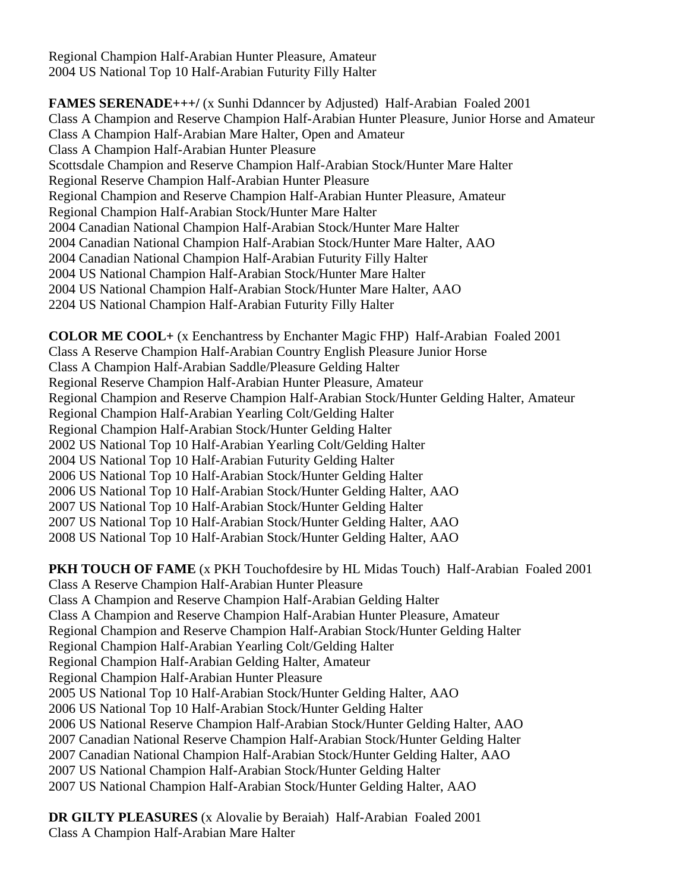Regional Champion Half-Arabian Hunter Pleasure, Amateur
2004 US National Top 10 Half-Arabian Futurity Filly Halter

**FAMES SERENADE+++/** (x Sunhi Ddanncer by Adjusted) Half-Arabian Foaled 2001
Class A Champion and Reserve Champion Half-Arabian Hunter Pleasure, Junior Horse and Amateur
Class A Champion Half-Arabian Mare Halter, Open and Amateur
Class A Champion Half-Arabian Hunter Pleasure
Scottsdale Champion and Reserve Champion Half-Arabian Stock/Hunter Mare Halter
Regional Reserve Champion Half-Arabian Hunter Pleasure
Regional Champion and Reserve Champion Half-Arabian Hunter Pleasure, Amateur
Regional Champion Half-Arabian Stock/Hunter Mare Halter
2004 Canadian National Champion Half-Arabian Stock/Hunter Mare Halter
2004 Canadian National Champion Half-Arabian Stock/Hunter Mare Halter, AAO
2004 Canadian National Champion Half-Arabian Futurity Filly Halter
2004 US National Champion Half-Arabian Stock/Hunter Mare Halter
2004 US National Champion Half-Arabian Stock/Hunter Mare Halter, AAO
2204 US National Champion Half-Arabian Futurity Filly Halter

**COLOR ME COOL+** (x Eenchantress by Enchanter Magic FHP) Half-Arabian Foaled 2001
Class A Reserve Champion Half-Arabian Country English Pleasure Junior Horse
Class A Champion Half-Arabian Saddle/Pleasure Gelding Halter
Regional Reserve Champion Half-Arabian Hunter Pleasure, Amateur
Regional Champion and Reserve Champion Half-Arabian Stock/Hunter Gelding Halter, Amateur
Regional Champion Half-Arabian Yearling Colt/Gelding Halter
Regional Champion Half-Arabian Stock/Hunter Gelding Halter
2002 US National Top 10 Half-Arabian Yearling Colt/Gelding Halter
2004 US National Top 10 Half-Arabian Futurity Gelding Halter
2006 US National Top 10 Half-Arabian Stock/Hunter Gelding Halter
2006 US National Top 10 Half-Arabian Stock/Hunter Gelding Halter, AAO
2007 US National Top 10 Half-Arabian Stock/Hunter Gelding Halter
2007 US National Top 10 Half-Arabian Stock/Hunter Gelding Halter, AAO
2008 US National Top 10 Half-Arabian Stock/Hunter Gelding Halter, AAO

**PKH TOUCH OF FAME** (x PKH Touchofdesire by HL Midas Touch) Half-Arabian Foaled 2001
Class A Reserve Champion Half-Arabian Hunter Pleasure
Class A Champion and Reserve Champion Half-Arabian Gelding Halter
Class A Champion and Reserve Champion Half-Arabian Hunter Pleasure, Amateur
Regional Champion and Reserve Champion Half-Arabian Stock/Hunter Gelding Halter
Regional Champion Half-Arabian Yearling Colt/Gelding Halter
Regional Champion Half-Arabian Gelding Halter, Amateur
Regional Champion Half-Arabian Hunter Pleasure
2005 US National Top 10 Half-Arabian Stock/Hunter Gelding Halter, AAO
2006 US National Top 10 Half-Arabian Stock/Hunter Gelding Halter
2006 US National Reserve Champion Half-Arabian Stock/Hunter Gelding Halter, AAO
2007 Canadian National Reserve Champion Half-Arabian Stock/Hunter Gelding Halter
2007 Canadian National Champion Half-Arabian Stock/Hunter Gelding Halter, AAO
2007 US National Champion Half-Arabian Stock/Hunter Gelding Halter
2007 US National Champion Half-Arabian Stock/Hunter Gelding Halter, AAO

**DR GILTY PLEASURES** (x Alovalie by Beraiah) Half-Arabian Foaled 2001
Class A Champion Half-Arabian Mare Halter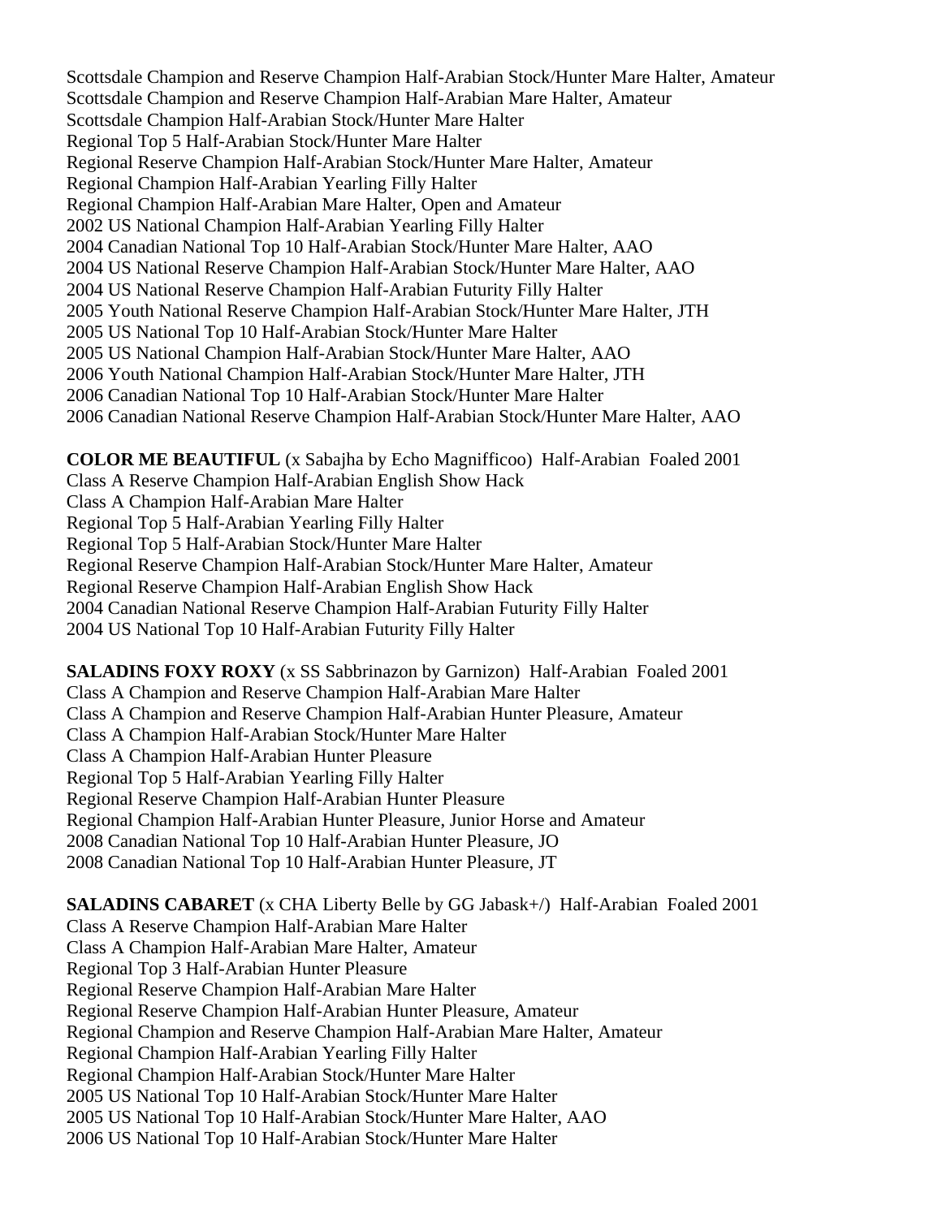Scottsdale Champion and Reserve Champion Half-Arabian Stock/Hunter Mare Halter, Amateur
Scottsdale Champion and Reserve Champion Half-Arabian Mare Halter, Amateur
Scottsdale Champion Half-Arabian Stock/Hunter Mare Halter
Regional Top 5 Half-Arabian Stock/Hunter Mare Halter
Regional Reserve Champion Half-Arabian Stock/Hunter Mare Halter, Amateur
Regional Champion Half-Arabian Yearling Filly Halter
Regional Champion Half-Arabian Mare Halter, Open and Amateur
2002 US National Champion Half-Arabian Yearling Filly Halter
2004 Canadian National Top 10 Half-Arabian Stock/Hunter Mare Halter, AAO
2004 US National Reserve Champion Half-Arabian Stock/Hunter Mare Halter, AAO
2004 US National Reserve Champion Half-Arabian Futurity Filly Halter
2005 Youth National Reserve Champion Half-Arabian Stock/Hunter Mare Halter, JTH
2005 US National Top 10 Half-Arabian Stock/Hunter Mare Halter
2005 US National Champion Half-Arabian Stock/Hunter Mare Halter, AAO
2006 Youth National Champion Half-Arabian Stock/Hunter Mare Halter, JTH
2006 Canadian National Top 10 Half-Arabian Stock/Hunter Mare Halter
2006 Canadian National Reserve Champion Half-Arabian Stock/Hunter Mare Halter, AAO

**COLOR ME BEAUTIFUL** (x Sabajha by Echo Magnifficoo) Half-Arabian Foaled 2001
Class A Reserve Champion Half-Arabian English Show Hack
Class A Champion Half-Arabian Mare Halter
Regional Top 5 Half-Arabian Yearling Filly Halter
Regional Top 5 Half-Arabian Stock/Hunter Mare Halter
Regional Reserve Champion Half-Arabian Stock/Hunter Mare Halter, Amateur
Regional Reserve Champion Half-Arabian English Show Hack
2004 Canadian National Reserve Champion Half-Arabian Futurity Filly Halter
2004 US National Top 10 Half-Arabian Futurity Filly Halter

**SALADINS FOXY ROXY** (x SS Sabbrinazon by Garnizon) Half-Arabian Foaled 2001
Class A Champion and Reserve Champion Half-Arabian Mare Halter
Class A Champion and Reserve Champion Half-Arabian Hunter Pleasure, Amateur
Class A Champion Half-Arabian Stock/Hunter Mare Halter
Class A Champion Half-Arabian Hunter Pleasure
Regional Top 5 Half-Arabian Yearling Filly Halter
Regional Reserve Champion Half-Arabian Hunter Pleasure
Regional Champion Half-Arabian Hunter Pleasure, Junior Horse and Amateur
2008 Canadian National Top 10 Half-Arabian Hunter Pleasure, JO
2008 Canadian National Top 10 Half-Arabian Hunter Pleasure, JT

**SALADINS CABARET** (x CHA Liberty Belle by GG Jabask+/) Half-Arabian Foaled 2001
Class A Reserve Champion Half-Arabian Mare Halter
Class A Champion Half-Arabian Mare Halter, Amateur
Regional Top 3 Half-Arabian Hunter Pleasure
Regional Reserve Champion Half-Arabian Mare Halter
Regional Reserve Champion Half-Arabian Hunter Pleasure, Amateur
Regional Champion and Reserve Champion Half-Arabian Mare Halter, Amateur
Regional Champion Half-Arabian Yearling Filly Halter
Regional Champion Half-Arabian Stock/Hunter Mare Halter
2005 US National Top 10 Half-Arabian Stock/Hunter Mare Halter
2005 US National Top 10 Half-Arabian Stock/Hunter Mare Halter, AAO
2006 US National Top 10 Half-Arabian Stock/Hunter Mare Halter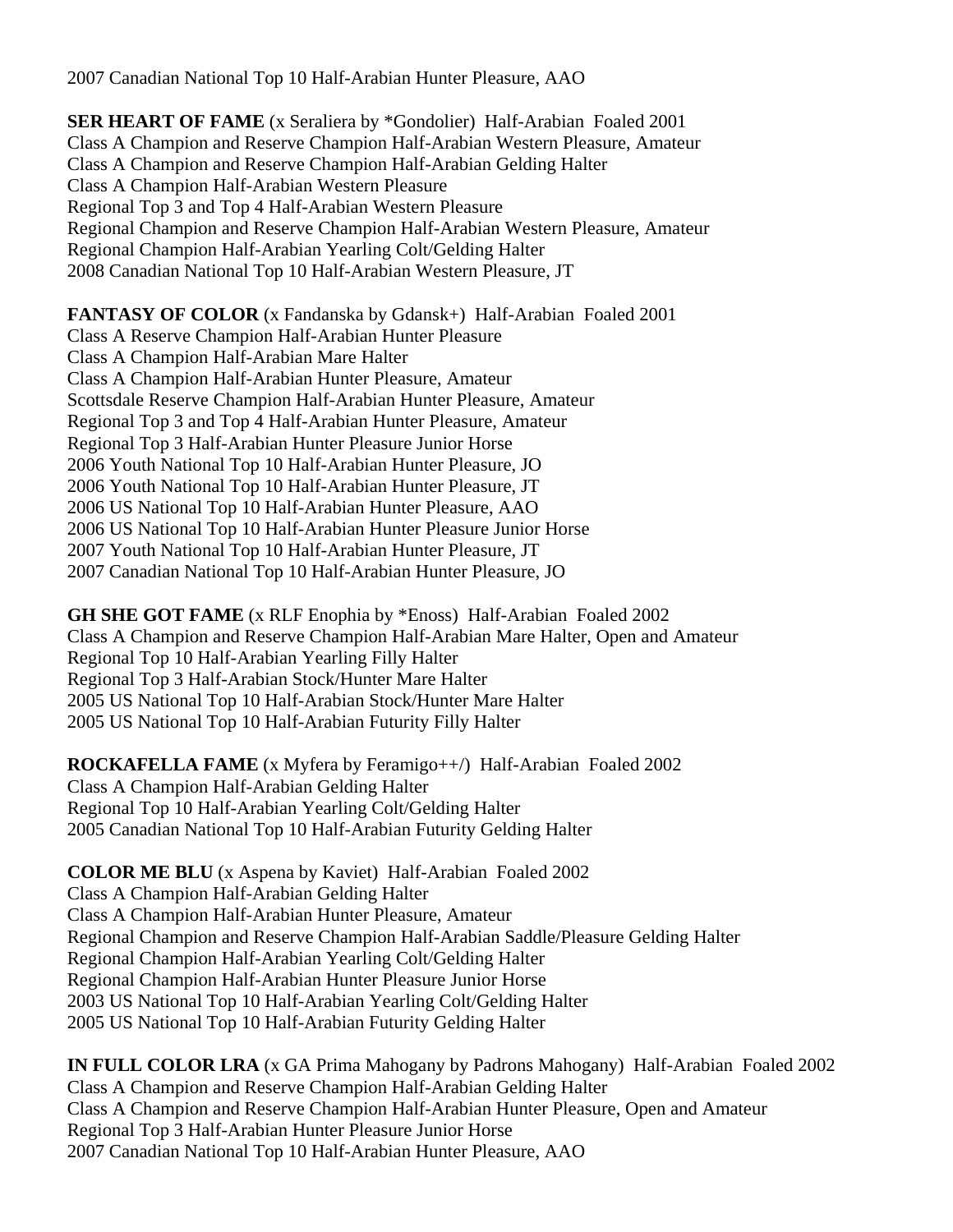2007 Canadian National Top 10 Half-Arabian Hunter Pleasure, AAO

**SER HEART OF FAME** (x Seraliera by *Gondolier) Half-Arabian Foaled 2001
Class A Champion and Reserve Champion Half-Arabian Western Pleasure, Amateur
Class A Champion and Reserve Champion Half-Arabian Gelding Halter
Class A Champion Half-Arabian Western Pleasure
Regional Top 3 and Top 4 Half-Arabian Western Pleasure
Regional Champion and Reserve Champion Half-Arabian Western Pleasure, Amateur
Regional Champion Half-Arabian Yearling Colt/Gelding Halter
2008 Canadian National Top 10 Half-Arabian Western Pleasure, JT

**FANTASY OF COLOR** (x Fandanska by Gdansk+) Half-Arabian Foaled 2001
Class A Reserve Champion Half-Arabian Hunter Pleasure
Class A Champion Half-Arabian Mare Halter
Class A Champion Half-Arabian Hunter Pleasure, Amateur
Scottsdale Reserve Champion Half-Arabian Hunter Pleasure, Amateur
Regional Top 3 and Top 4 Half-Arabian Hunter Pleasure, Amateur
Regional Top 3 Half-Arabian Hunter Pleasure Junior Horse
2006 Youth National Top 10 Half-Arabian Hunter Pleasure, JO
2006 Youth National Top 10 Half-Arabian Hunter Pleasure, JT
2006 US National Top 10 Half-Arabian Hunter Pleasure, AAO
2006 US National Top 10 Half-Arabian Hunter Pleasure Junior Horse
2007 Youth National Top 10 Half-Arabian Hunter Pleasure, JT
2007 Canadian National Top 10 Half-Arabian Hunter Pleasure, JO

**GH SHE GOT FAME** (x RLF Enophia by *Enoss) Half-Arabian Foaled 2002
Class A Champion and Reserve Champion Half-Arabian Mare Halter, Open and Amateur
Regional Top 10 Half-Arabian Yearling Filly Halter
Regional Top 3 Half-Arabian Stock/Hunter Mare Halter
2005 US National Top 10 Half-Arabian Stock/Hunter Mare Halter
2005 US National Top 10 Half-Arabian Futurity Filly Halter

**ROCKAFELLA FAME** (x Myfera by Feramigo++/) Half-Arabian Foaled 2002
Class A Champion Half-Arabian Gelding Halter
Regional Top 10 Half-Arabian Yearling Colt/Gelding Halter
2005 Canadian National Top 10 Half-Arabian Futurity Gelding Halter

**COLOR ME BLU** (x Aspena by Kaviet) Half-Arabian Foaled 2002
Class A Champion Half-Arabian Gelding Halter
Class A Champion Half-Arabian Hunter Pleasure, Amateur
Regional Champion and Reserve Champion Half-Arabian Saddle/Pleasure Gelding Halter
Regional Champion Half-Arabian Yearling Colt/Gelding Halter
Regional Champion Half-Arabian Hunter Pleasure Junior Horse
2003 US National Top 10 Half-Arabian Yearling Colt/Gelding Halter
2005 US National Top 10 Half-Arabian Futurity Gelding Halter

**IN FULL COLOR LRA** (x GA Prima Mahogany by Padrons Mahogany) Half-Arabian Foaled 2002
Class A Champion and Reserve Champion Half-Arabian Gelding Halter
Class A Champion and Reserve Champion Half-Arabian Hunter Pleasure, Open and Amateur
Regional Top 3 Half-Arabian Hunter Pleasure Junior Horse
2007 Canadian National Top 10 Half-Arabian Hunter Pleasure, AAO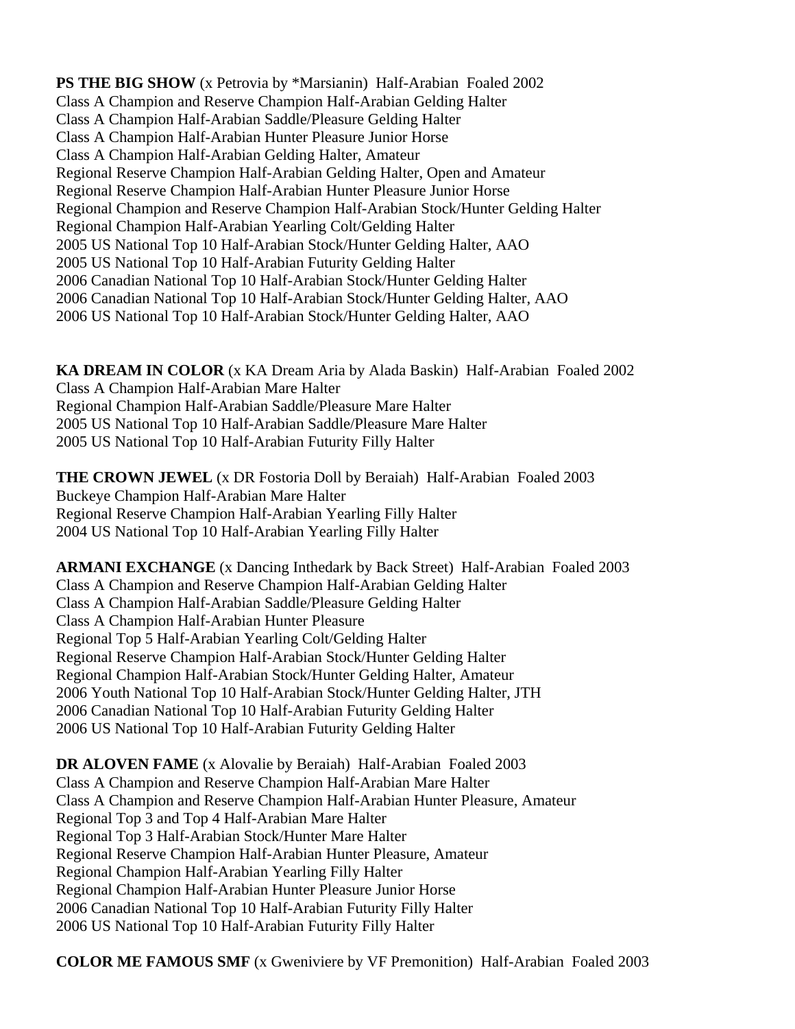**PS THE BIG SHOW** (x Petrovia by *Marsianin) Half-Arabian Foaled 2002  
Class A Champion and Reserve Champion Half-Arabian Gelding Halter  
Class A Champion Half-Arabian Saddle/Pleasure Gelding Halter  
Class A Champion Half-Arabian Hunter Pleasure Junior Horse  
Class A Champion Half-Arabian Gelding Halter, Amateur  
Regional Reserve Champion Half-Arabian Gelding Halter, Open and Amateur  
Regional Reserve Champion Half-Arabian Hunter Pleasure Junior Horse  
Regional Champion and Reserve Champion Half-Arabian Stock/Hunter Gelding Halter  
Regional Champion Half-Arabian Yearling Colt/Gelding Halter  
2005 US National Top 10 Half-Arabian Stock/Hunter Gelding Halter, AAO  
2005 US National Top 10 Half-Arabian Futurity Gelding Halter  
2006 Canadian National Top 10 Half-Arabian Stock/Hunter Gelding Halter  
2006 Canadian National Top 10 Half-Arabian Stock/Hunter Gelding Halter, AAO  
2006 US National Top 10 Half-Arabian Stock/Hunter Gelding Halter, AAO

**KA DREAM IN COLOR** (x KA Dream Aria by Alada Baskin) Half-Arabian Foaled 2002  
Class A Champion Half-Arabian Mare Halter  
Regional Champion Half-Arabian Saddle/Pleasure Mare Halter  
2005 US National Top 10 Half-Arabian Saddle/Pleasure Mare Halter  
2005 US National Top 10 Half-Arabian Futurity Filly Halter

**THE CROWN JEWEL** (x DR Fostoria Doll by Beraiah) Half-Arabian Foaled 2003  
Buckeye Champion Half-Arabian Mare Halter  
Regional Reserve Champion Half-Arabian Yearling Filly Halter  
2004 US National Top 10 Half-Arabian Yearling Filly Halter

**ARMANI EXCHANGE** (x Dancing Inthedark by Back Street) Half-Arabian Foaled 2003  
Class A Champion and Reserve Champion Half-Arabian Gelding Halter  
Class A Champion Half-Arabian Saddle/Pleasure Gelding Halter  
Class A Champion Half-Arabian Hunter Pleasure  
Regional Top 5 Half-Arabian Yearling Colt/Gelding Halter  
Regional Reserve Champion Half-Arabian Stock/Hunter Gelding Halter  
Regional Champion Half-Arabian Stock/Hunter Gelding Halter, Amateur  
2006 Youth National Top 10 Half-Arabian Stock/Hunter Gelding Halter, JTH  
2006 Canadian National Top 10 Half-Arabian Futurity Gelding Halter  
2006 US National Top 10 Half-Arabian Futurity Gelding Halter

**DR ALOVEN FAME** (x Alovalie by Beraiah) Half-Arabian Foaled 2003  
Class A Champion and Reserve Champion Half-Arabian Mare Halter  
Class A Champion and Reserve Champion Half-Arabian Hunter Pleasure, Amateur  
Regional Top 3 and Top 4 Half-Arabian Mare Halter  
Regional Top 3 Half-Arabian Stock/Hunter Mare Halter  
Regional Reserve Champion Half-Arabian Hunter Pleasure, Amateur  
Regional Champion Half-Arabian Yearling Filly Halter  
Regional Champion Half-Arabian Hunter Pleasure Junior Horse  
2006 Canadian National Top 10 Half-Arabian Futurity Filly Halter  
2006 US National Top 10 Half-Arabian Futurity Filly Halter

**COLOR ME FAMOUS SMF** (x Gweniviere by VF Premonition) Half-Arabian Foaled 2003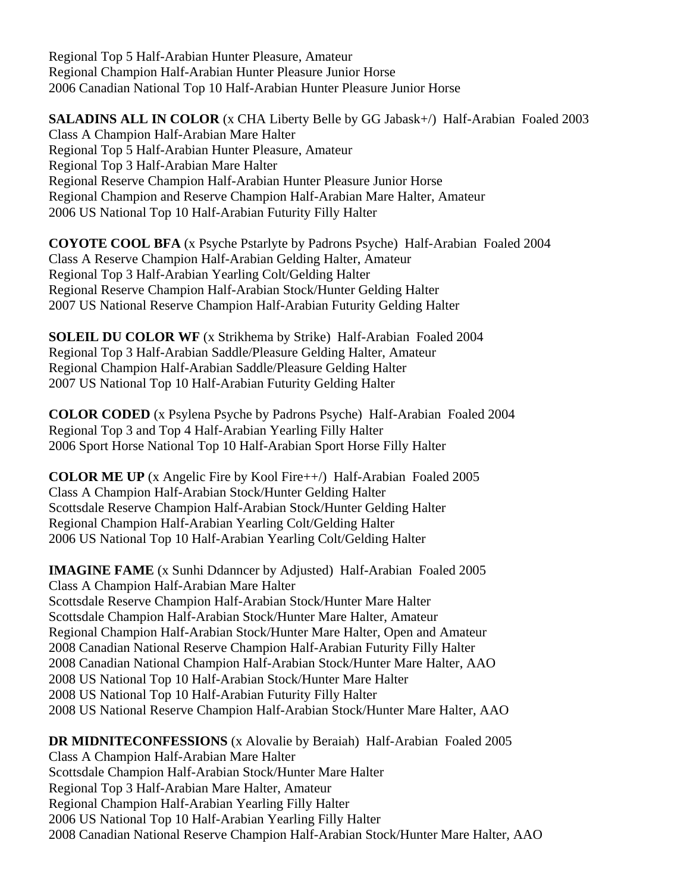Regional Top 5 Half-Arabian Hunter Pleasure, Amateur
Regional Champion Half-Arabian Hunter Pleasure Junior Horse
2006 Canadian National Top 10 Half-Arabian Hunter Pleasure Junior Horse

**SALADINS ALL IN COLOR** (x CHA Liberty Belle by GG Jabask+/) Half-Arabian Foaled 2003
Class A Champion Half-Arabian Mare Halter
Regional Top 5 Half-Arabian Hunter Pleasure, Amateur
Regional Top 3 Half-Arabian Mare Halter
Regional Reserve Champion Half-Arabian Hunter Pleasure Junior Horse
Regional Champion and Reserve Champion Half-Arabian Mare Halter, Amateur
2006 US National Top 10 Half-Arabian Futurity Filly Halter

**COYOTE COOL BFA** (x Psyche Pstarlyte by Padrons Psyche) Half-Arabian Foaled 2004
Class A Reserve Champion Half-Arabian Gelding Halter, Amateur
Regional Top 3 Half-Arabian Yearling Colt/Gelding Halter
Regional Reserve Champion Half-Arabian Stock/Hunter Gelding Halter
2007 US National Reserve Champion Half-Arabian Futurity Gelding Halter

**SOLEIL DU COLOR WF** (x Strikhema by Strike) Half-Arabian Foaled 2004
Regional Top 3 Half-Arabian Saddle/Pleasure Gelding Halter, Amateur
Regional Champion Half-Arabian Saddle/Pleasure Gelding Halter
2007 US National Top 10 Half-Arabian Futurity Gelding Halter

**COLOR CODED** (x Psylena Psyche by Padrons Psyche) Half-Arabian Foaled 2004
Regional Top 3 and Top 4 Half-Arabian Yearling Filly Halter
2006 Sport Horse National Top 10 Half-Arabian Sport Horse Filly Halter

**COLOR ME UP** (x Angelic Fire by Kool Fire++/) Half-Arabian Foaled 2005
Class A Champion Half-Arabian Stock/Hunter Gelding Halter
Scottsdale Reserve Champion Half-Arabian Stock/Hunter Gelding Halter
Regional Champion Half-Arabian Yearling Colt/Gelding Halter
2006 US National Top 10 Half-Arabian Yearling Colt/Gelding Halter

**IMAGINE FAME** (x Sunhi Ddanncer by Adjusted) Half-Arabian Foaled 2005
Class A Champion Half-Arabian Mare Halter
Scottsdale Reserve Champion Half-Arabian Stock/Hunter Mare Halter
Scottsdale Champion Half-Arabian Stock/Hunter Mare Halter, Amateur
Regional Champion Half-Arabian Stock/Hunter Mare Halter, Open and Amateur
2008 Canadian National Reserve Champion Half-Arabian Futurity Filly Halter
2008 Canadian National Champion Half-Arabian Stock/Hunter Mare Halter, AAO
2008 US National Top 10 Half-Arabian Stock/Hunter Mare Halter
2008 US National Top 10 Half-Arabian Futurity Filly Halter
2008 US National Reserve Champion Half-Arabian Stock/Hunter Mare Halter, AAO

**DR MIDNITECONFESSIONS** (x Alovalie by Beraiah) Half-Arabian Foaled 2005
Class A Champion Half-Arabian Mare Halter
Scottsdale Champion Half-Arabian Stock/Hunter Mare Halter
Regional Top 3 Half-Arabian Mare Halter, Amateur
Regional Champion Half-Arabian Yearling Filly Halter
2006 US National Top 10 Half-Arabian Yearling Filly Halter
2008 Canadian National Reserve Champion Half-Arabian Stock/Hunter Mare Halter, AAO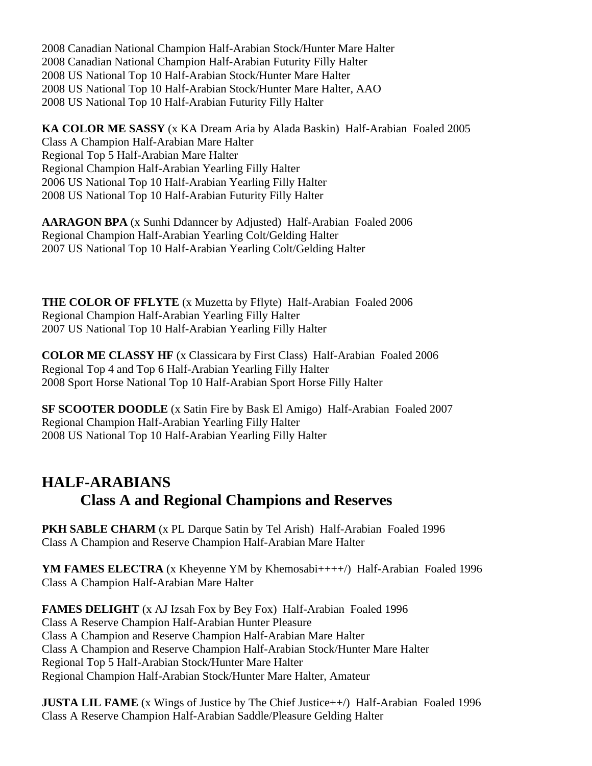2008 Canadian National Champion Half-Arabian Stock/Hunter Mare Halter
2008 Canadian National Champion Half-Arabian Futurity Filly Halter
2008 US National Top 10 Half-Arabian Stock/Hunter Mare Halter
2008 US National Top 10 Half-Arabian Stock/Hunter Mare Halter, AAO
2008 US National Top 10 Half-Arabian Futurity Filly Halter

**KA COLOR ME SASSY** (x KA Dream Aria by Alada Baskin) Half-Arabian Foaled 2005
Class A Champion Half-Arabian Mare Halter
Regional Top 5 Half-Arabian Mare Halter
Regional Champion Half-Arabian Yearling Filly Halter
2006 US National Top 10 Half-Arabian Yearling Filly Halter
2008 US National Top 10 Half-Arabian Futurity Filly Halter

**AARAGON BPA** (x Sunhi Ddanncer by Adjusted) Half-Arabian Foaled 2006
Regional Champion Half-Arabian Yearling Colt/Gelding Halter
2007 US National Top 10 Half-Arabian Yearling Colt/Gelding Halter

**THE COLOR OF FFLYTE** (x Muzetta by Fflyte) Half-Arabian Foaled 2006
Regional Champion Half-Arabian Yearling Filly Halter
2007 US National Top 10 Half-Arabian Yearling Filly Halter

**COLOR ME CLASSY HF** (x Classicara by First Class) Half-Arabian Foaled 2006
Regional Top 4 and Top 6 Half-Arabian Yearling Filly Halter
2008 Sport Horse National Top 10 Half-Arabian Sport Horse Filly Halter

**SF SCOOTER DOODLE** (x Satin Fire by Bask El Amigo) Half-Arabian Foaled 2007
Regional Champion Half-Arabian Yearling Filly Halter
2008 US National Top 10 Half-Arabian Yearling Filly Halter

## HALF-ARABIANS
### Class A and Regional Champions and Reserves

**PKH SABLE CHARM** (x PL Darque Satin by Tel Arish) Half-Arabian Foaled 1996
Class A Champion and Reserve Champion Half-Arabian Mare Halter

**YM FAMES ELECTRA** (x Kheyenne YM by Khemosabi++++/) Half-Arabian Foaled 1996
Class A Champion Half-Arabian Mare Halter

**FAMES DELIGHT** (x AJ Izsah Fox by Bey Fox) Half-Arabian Foaled 1996
Class A Reserve Champion Half-Arabian Hunter Pleasure
Class A Champion and Reserve Champion Half-Arabian Mare Halter
Class A Champion and Reserve Champion Half-Arabian Stock/Hunter Mare Halter
Regional Top 5 Half-Arabian Stock/Hunter Mare Halter
Regional Champion Half-Arabian Stock/Hunter Mare Halter, Amateur

**JUSTA LIL FAME** (x Wings of Justice by The Chief Justice++/) Half-Arabian Foaled 1996
Class A Reserve Champion Half-Arabian Saddle/Pleasure Gelding Halter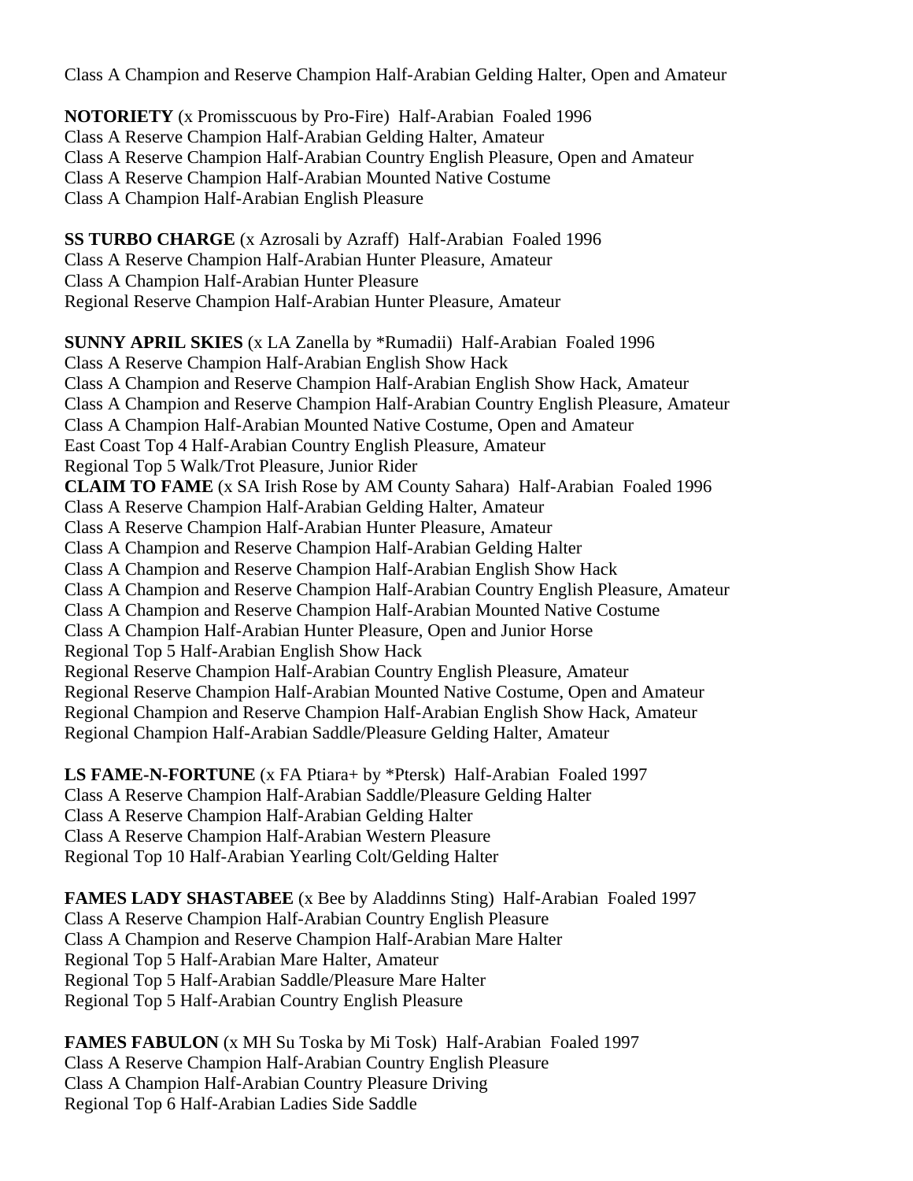Class A Champion and Reserve Champion Half-Arabian Gelding Halter, Open and Amateur

**NOTORIETY** (x Promisscuous by Pro-Fire) Half-Arabian Foaled 1996
Class A Reserve Champion Half-Arabian Gelding Halter, Amateur
Class A Reserve Champion Half-Arabian Country English Pleasure, Open and Amateur
Class A Reserve Champion Half-Arabian Mounted Native Costume
Class A Champion Half-Arabian English Pleasure

**SS TURBO CHARGE** (x Azrosali by Azraff) Half-Arabian Foaled 1996
Class A Reserve Champion Half-Arabian Hunter Pleasure, Amateur
Class A Champion Half-Arabian Hunter Pleasure
Regional Reserve Champion Half-Arabian Hunter Pleasure, Amateur

**SUNNY APRIL SKIES** (x LA Zanella by *Rumadii) Half-Arabian Foaled 1996
Class A Reserve Champion Half-Arabian English Show Hack
Class A Champion and Reserve Champion Half-Arabian English Show Hack, Amateur
Class A Champion and Reserve Champion Half-Arabian Country English Pleasure, Amateur
Class A Champion Half-Arabian Mounted Native Costume, Open and Amateur
East Coast Top 4 Half-Arabian Country English Pleasure, Amateur
Regional Top 5 Walk/Trot Pleasure, Junior Rider

**CLAIM TO FAME** (x SA Irish Rose by AM County Sahara) Half-Arabian Foaled 1996
Class A Reserve Champion Half-Arabian Gelding Halter, Amateur
Class A Reserve Champion Half-Arabian Hunter Pleasure, Amateur
Class A Champion and Reserve Champion Half-Arabian Gelding Halter
Class A Champion and Reserve Champion Half-Arabian English Show Hack
Class A Champion and Reserve Champion Half-Arabian Country English Pleasure, Amateur
Class A Champion and Reserve Champion Half-Arabian Mounted Native Costume
Class A Champion Half-Arabian Hunter Pleasure, Open and Junior Horse
Regional Top 5 Half-Arabian English Show Hack
Regional Reserve Champion Half-Arabian Country English Pleasure, Amateur
Regional Reserve Champion Half-Arabian Mounted Native Costume, Open and Amateur
Regional Champion and Reserve Champion Half-Arabian English Show Hack, Amateur
Regional Champion Half-Arabian Saddle/Pleasure Gelding Halter, Amateur

**LS FAME-N-FORTUNE** (x FA Ptiara+ by *Ptersk) Half-Arabian Foaled 1997
Class A Reserve Champion Half-Arabian Saddle/Pleasure Gelding Halter
Class A Reserve Champion Half-Arabian Gelding Halter
Class A Reserve Champion Half-Arabian Western Pleasure
Regional Top 10 Half-Arabian Yearling Colt/Gelding Halter

**FAMES LADY SHASTABEE** (x Bee by Aladdinns Sting) Half-Arabian Foaled 1997
Class A Reserve Champion Half-Arabian Country English Pleasure
Class A Champion and Reserve Champion Half-Arabian Mare Halter
Regional Top 5 Half-Arabian Mare Halter, Amateur
Regional Top 5 Half-Arabian Saddle/Pleasure Mare Halter
Regional Top 5 Half-Arabian Country English Pleasure

**FAMES FABULON** (x MH Su Toska by Mi Tosk) Half-Arabian Foaled 1997
Class A Reserve Champion Half-Arabian Country English Pleasure
Class A Champion Half-Arabian Country Pleasure Driving
Regional Top 6 Half-Arabian Ladies Side Saddle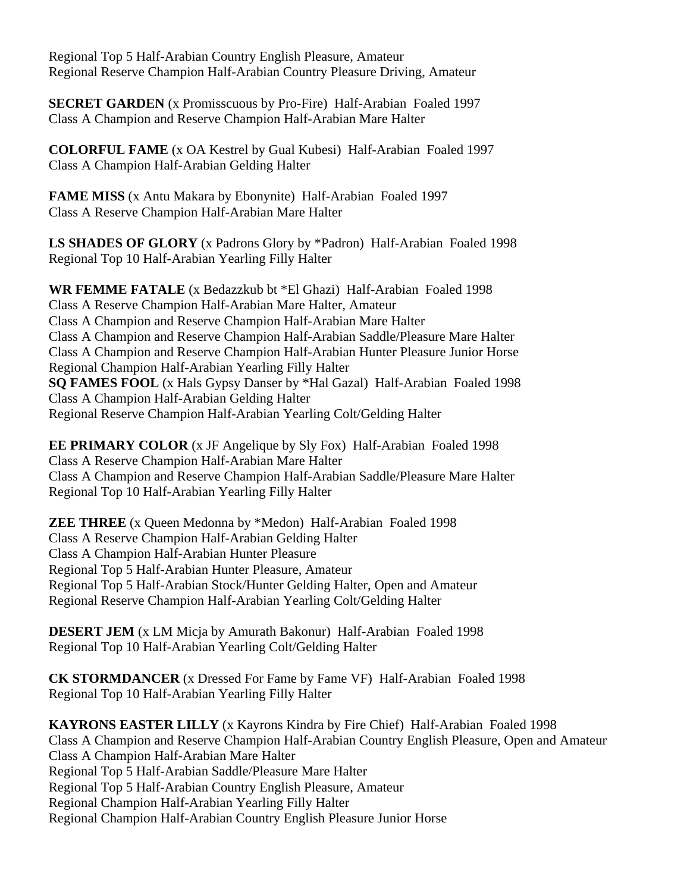Regional Top 5 Half-Arabian Country English Pleasure, Amateur
Regional Reserve Champion Half-Arabian Country Pleasure Driving, Amateur

**SECRET GARDEN** (x Promisscuous by Pro-Fire) Half-Arabian Foaled 1997
Class A Champion and Reserve Champion Half-Arabian Mare Halter

**COLORFUL FAME** (x OA Kestrel by Gual Kubesi) Half-Arabian Foaled 1997
Class A Champion Half-Arabian Gelding Halter

**FAME MISS** (x Antu Makara by Ebonynite) Half-Arabian Foaled 1997
Class A Reserve Champion Half-Arabian Mare Halter

**LS SHADES OF GLORY** (x Padrons Glory by *Padron) Half-Arabian Foaled 1998
Regional Top 10 Half-Arabian Yearling Filly Halter

**WR FEMME FATALE** (x Bedazzkub bt *El Ghazi) Half-Arabian Foaled 1998
Class A Reserve Champion Half-Arabian Mare Halter, Amateur
Class A Champion and Reserve Champion Half-Arabian Mare Halter
Class A Champion and Reserve Champion Half-Arabian Saddle/Pleasure Mare Halter
Class A Champion and Reserve Champion Half-Arabian Hunter Pleasure Junior Horse
Regional Champion Half-Arabian Yearling Filly Halter
**SQ FAMES FOOL** (x Hals Gypsy Danser by *Hal Gazal) Half-Arabian Foaled 1998
Class A Champion Half-Arabian Gelding Halter
Regional Reserve Champion Half-Arabian Yearling Colt/Gelding Halter

**EE PRIMARY COLOR** (x JF Angelique by Sly Fox) Half-Arabian Foaled 1998
Class A Reserve Champion Half-Arabian Mare Halter
Class A Champion and Reserve Champion Half-Arabian Saddle/Pleasure Mare Halter
Regional Top 10 Half-Arabian Yearling Filly Halter

**ZEE THREE** (x Queen Medonna by *Medon) Half-Arabian Foaled 1998
Class A Reserve Champion Half-Arabian Gelding Halter
Class A Champion Half-Arabian Hunter Pleasure
Regional Top 5 Half-Arabian Hunter Pleasure, Amateur
Regional Top 5 Half-Arabian Stock/Hunter Gelding Halter, Open and Amateur
Regional Reserve Champion Half-Arabian Yearling Colt/Gelding Halter

**DESERT JEM** (x LM Micja by Amurath Bakonur) Half-Arabian Foaled 1998
Regional Top 10 Half-Arabian Yearling Colt/Gelding Halter

**CK STORMDANCER** (x Dressed For Fame by Fame VF) Half-Arabian Foaled 1998
Regional Top 10 Half-Arabian Yearling Filly Halter

**KAYRONS EASTER LILLY** (x Kayrons Kindra by Fire Chief) Half-Arabian Foaled 1998
Class A Champion and Reserve Champion Half-Arabian Country English Pleasure, Open and Amateur
Class A Champion Half-Arabian Mare Halter
Regional Top 5 Half-Arabian Saddle/Pleasure Mare Halter
Regional Top 5 Half-Arabian Country English Pleasure, Amateur
Regional Champion Half-Arabian Yearling Filly Halter
Regional Champion Half-Arabian Country English Pleasure Junior Horse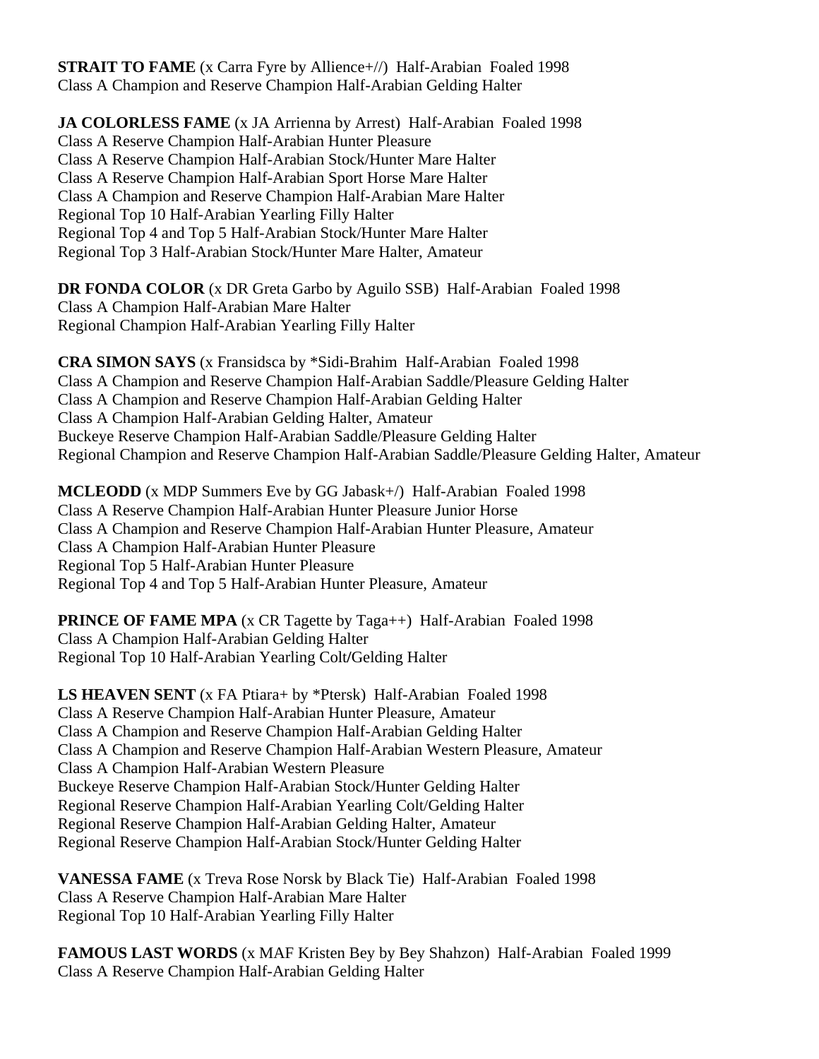**STRAIT TO FAME** (x Carra Fyre by Allience+//)  Half-Arabian  Foaled 1998
Class A Champion and Reserve Champion Half-Arabian Gelding Halter

**JA COLORLESS FAME** (x JA Arrienna by Arrest)  Half-Arabian  Foaled 1998
Class A Reserve Champion Half-Arabian Hunter Pleasure
Class A Reserve Champion Half-Arabian Stock/Hunter Mare Halter
Class A Reserve Champion Half-Arabian Sport Horse Mare Halter
Class A Champion and Reserve Champion Half-Arabian Mare Halter
Regional Top 10 Half-Arabian Yearling Filly Halter
Regional Top 4 and Top 5 Half-Arabian Stock/Hunter Mare Halter
Regional Top 3 Half-Arabian Stock/Hunter Mare Halter, Amateur

**DR FONDA COLOR** (x DR Greta Garbo by Aguilo SSB)  Half-Arabian  Foaled 1998
Class A Champion Half-Arabian Mare Halter
Regional Champion Half-Arabian Yearling Filly Halter

**CRA SIMON SAYS** (x Fransidsca by *Sidi-Brahim  Half-Arabian  Foaled 1998
Class A Champion and Reserve Champion Half-Arabian Saddle/Pleasure Gelding Halter
Class A Champion and Reserve Champion Half-Arabian Gelding Halter
Class A Champion Half-Arabian Gelding Halter, Amateur
Buckeye Reserve Champion Half-Arabian Saddle/Pleasure Gelding Halter
Regional Champion and Reserve Champion Half-Arabian Saddle/Pleasure Gelding Halter, Amateur

**MCLEODD** (x MDP Summers Eve by GG Jabask+/)  Half-Arabian  Foaled 1998
Class A Reserve Champion Half-Arabian Hunter Pleasure Junior Horse
Class A Champion and Reserve Champion Half-Arabian Hunter Pleasure, Amateur
Class A Champion Half-Arabian Hunter Pleasure
Regional Top 5 Half-Arabian Hunter Pleasure
Regional Top 4 and Top 5 Half-Arabian Hunter Pleasure, Amateur

**PRINCE OF FAME MPA** (x CR Tagette by Taga++)  Half-Arabian  Foaled 1998
Class A Champion Half-Arabian Gelding Halter
Regional Top 10 Half-Arabian Yearling Colt/Gelding Halter

**LS HEAVEN SENT** (x FA Ptiara+ by *Ptersk)  Half-Arabian  Foaled 1998
Class A Reserve Champion Half-Arabian Hunter Pleasure, Amateur
Class A Champion and Reserve Champion Half-Arabian Gelding Halter
Class A Champion and Reserve Champion Half-Arabian Western Pleasure, Amateur
Class A Champion Half-Arabian Western Pleasure
Buckeye Reserve Champion Half-Arabian Stock/Hunter Gelding Halter
Regional Reserve Champion Half-Arabian Yearling Colt/Gelding Halter
Regional Reserve Champion Half-Arabian Gelding Halter, Amateur
Regional Reserve Champion Half-Arabian Stock/Hunter Gelding Halter

**VANESSA FAME** (x Treva Rose Norsk by Black Tie)  Half-Arabian  Foaled 1998
Class A Reserve Champion Half-Arabian Mare Halter
Regional Top 10 Half-Arabian Yearling Filly Halter

**FAMOUS LAST WORDS** (x MAF Kristen Bey by Bey Shahzon)  Half-Arabian  Foaled 1999
Class A Reserve Champion Half-Arabian Gelding Halter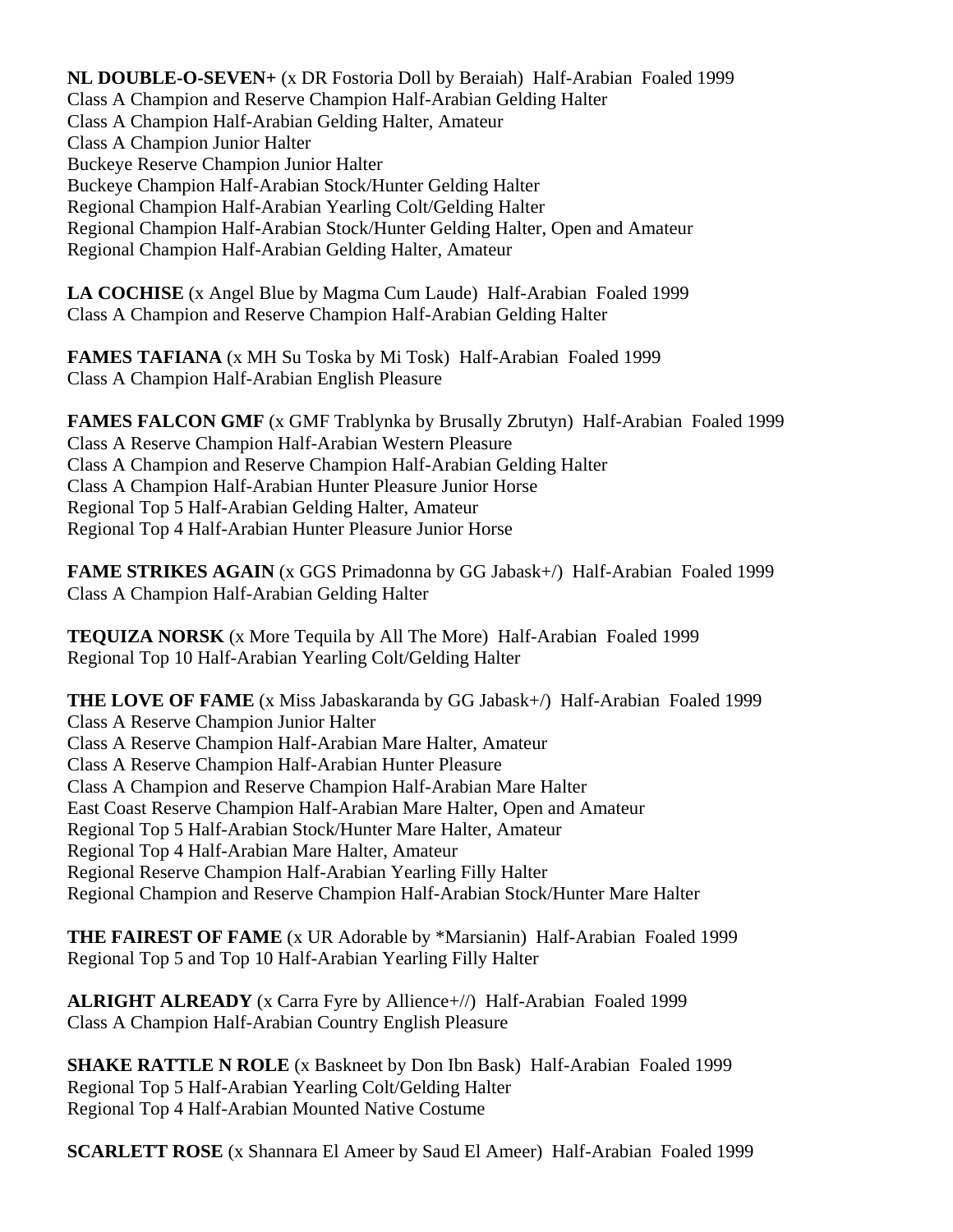**NL DOUBLE-O-SEVEN+** (x DR Fostoria Doll by Beraiah) Half-Arabian Foaled 1999
Class A Champion and Reserve Champion Half-Arabian Gelding Halter
Class A Champion Half-Arabian Gelding Halter, Amateur
Class A Champion Junior Halter
Buckeye Reserve Champion Junior Halter
Buckeye Champion Half-Arabian Stock/Hunter Gelding Halter
Regional Champion Half-Arabian Yearling Colt/Gelding Halter
Regional Champion Half-Arabian Stock/Hunter Gelding Halter, Open and Amateur
Regional Champion Half-Arabian Gelding Halter, Amateur

**LA COCHISE** (x Angel Blue by Magma Cum Laude) Half-Arabian Foaled 1999
Class A Champion and Reserve Champion Half-Arabian Gelding Halter

**FAMES TAFIANA** (x MH Su Toska by Mi Tosk) Half-Arabian Foaled 1999
Class A Champion Half-Arabian English Pleasure

**FAMES FALCON GMF** (x GMF Trablynka by Brusally Zbrutyn) Half-Arabian Foaled 1999
Class A Reserve Champion Half-Arabian Western Pleasure
Class A Champion and Reserve Champion Half-Arabian Gelding Halter
Class A Champion Half-Arabian Hunter Pleasure Junior Horse
Regional Top 5 Half-Arabian Gelding Halter, Amateur
Regional Top 4 Half-Arabian Hunter Pleasure Junior Horse

**FAME STRIKES AGAIN** (x GGS Primadonna by GG Jabask+/) Half-Arabian Foaled 1999
Class A Champion Half-Arabian Gelding Halter

**TEQUIZA NORSK** (x More Tequila by All The More) Half-Arabian Foaled 1999
Regional Top 10 Half-Arabian Yearling Colt/Gelding Halter

**THE LOVE OF FAME** (x Miss Jabaskaranda by GG Jabask+/) Half-Arabian Foaled 1999
Class A Reserve Champion Junior Halter
Class A Reserve Champion Half-Arabian Mare Halter, Amateur
Class A Reserve Champion Half-Arabian Hunter Pleasure
Class A Champion and Reserve Champion Half-Arabian Mare Halter
East Coast Reserve Champion Half-Arabian Mare Halter, Open and Amateur
Regional Top 5 Half-Arabian Stock/Hunter Mare Halter, Amateur
Regional Top 4 Half-Arabian Mare Halter, Amateur
Regional Reserve Champion Half-Arabian Yearling Filly Halter
Regional Champion and Reserve Champion Half-Arabian Stock/Hunter Mare Halter

**THE FAIREST OF FAME** (x UR Adorable by *Marsianin) Half-Arabian Foaled 1999
Regional Top 5 and Top 10 Half-Arabian Yearling Filly Halter

**ALRIGHT ALREADY** (x Carra Fyre by Allience+//) Half-Arabian Foaled 1999
Class A Champion Half-Arabian Country English Pleasure

**SHAKE RATTLE N ROLE** (x Baskneet by Don Ibn Bask) Half-Arabian Foaled 1999
Regional Top 5 Half-Arabian Yearling Colt/Gelding Halter
Regional Top 4 Half-Arabian Mounted Native Costume

**SCARLETT ROSE** (x Shannara El Ameer by Saud El Ameer) Half-Arabian Foaled 1999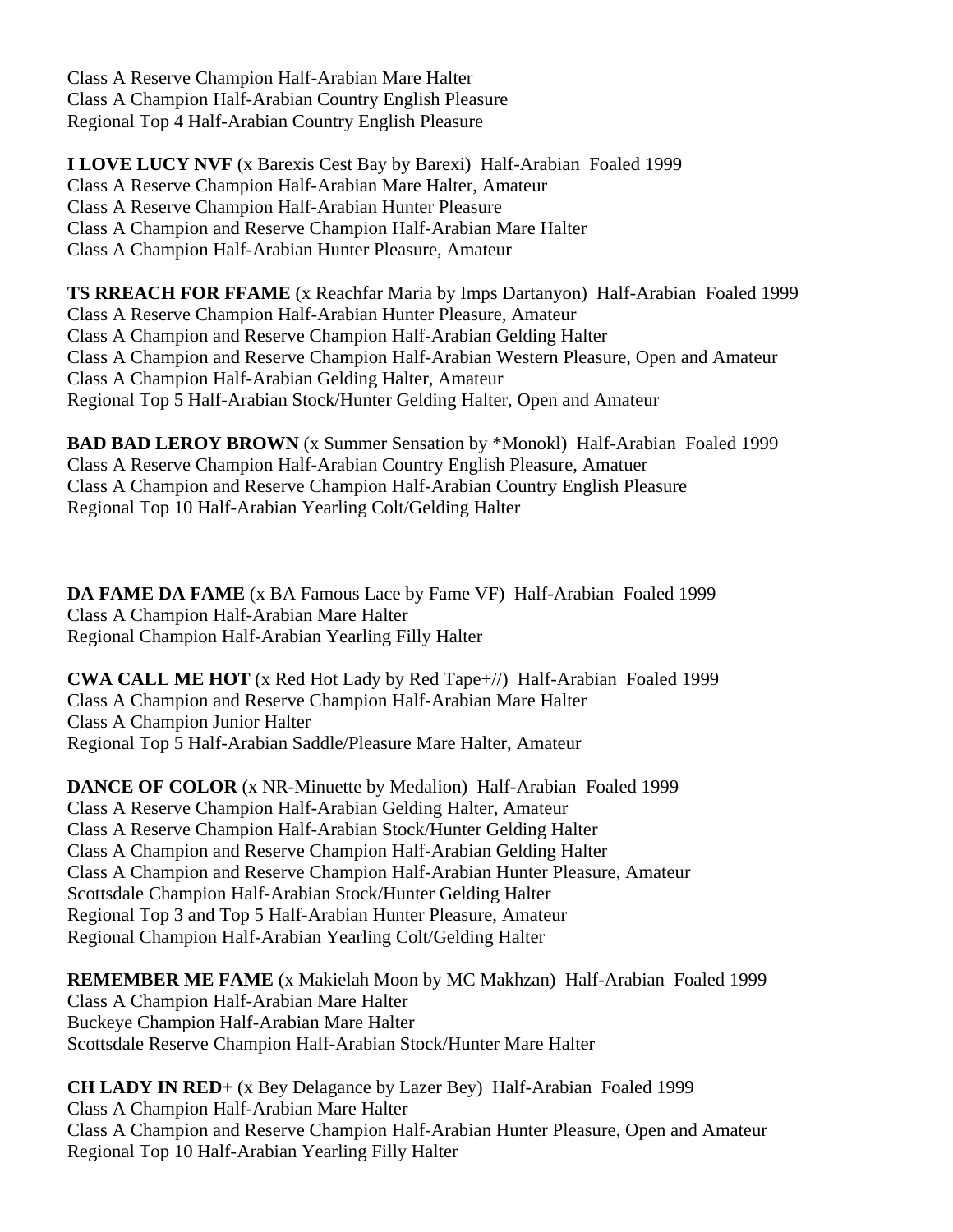Class A Reserve Champion Half-Arabian Mare Halter
Class A Champion Half-Arabian Country English Pleasure
Regional Top 4 Half-Arabian Country English Pleasure

**I LOVE LUCY NVF** (x Barexis Cest Bay by Barexi) Half-Arabian Foaled 1999
Class A Reserve Champion Half-Arabian Mare Halter, Amateur
Class A Reserve Champion Half-Arabian Hunter Pleasure
Class A Champion and Reserve Champion Half-Arabian Mare Halter
Class A Champion Half-Arabian Hunter Pleasure, Amateur

**TS RREACH FOR FFAME** (x Reachfar Maria by Imps Dartanyon) Half-Arabian Foaled 1999
Class A Reserve Champion Half-Arabian Hunter Pleasure, Amateur
Class A Champion and Reserve Champion Half-Arabian Gelding Halter
Class A Champion and Reserve Champion Half-Arabian Western Pleasure, Open and Amateur
Class A Champion Half-Arabian Gelding Halter, Amateur
Regional Top 5 Half-Arabian Stock/Hunter Gelding Halter, Open and Amateur

**BAD BAD LEROY BROWN** (x Summer Sensation by *Monokl) Half-Arabian Foaled 1999
Class A Reserve Champion Half-Arabian Country English Pleasure, Amatuer
Class A Champion and Reserve Champion Half-Arabian Country English Pleasure
Regional Top 10 Half-Arabian Yearling Colt/Gelding Halter

**DA FAME DA FAME** (x BA Famous Lace by Fame VF) Half-Arabian Foaled 1999
Class A Champion Half-Arabian Mare Halter
Regional Champion Half-Arabian Yearling Filly Halter

**CWA CALL ME HOT** (x Red Hot Lady by Red Tape+//) Half-Arabian Foaled 1999
Class A Champion and Reserve Champion Half-Arabian Mare Halter
Class A Champion Junior Halter
Regional Top 5 Half-Arabian Saddle/Pleasure Mare Halter, Amateur

**DANCE OF COLOR** (x NR-Minuette by Medalion) Half-Arabian Foaled 1999
Class A Reserve Champion Half-Arabian Gelding Halter, Amateur
Class A Reserve Champion Half-Arabian Stock/Hunter Gelding Halter
Class A Champion and Reserve Champion Half-Arabian Gelding Halter
Class A Champion and Reserve Champion Half-Arabian Hunter Pleasure, Amateur
Scottsdale Champion Half-Arabian Stock/Hunter Gelding Halter
Regional Top 3 and Top 5 Half-Arabian Hunter Pleasure, Amateur
Regional Champion Half-Arabian Yearling Colt/Gelding Halter

**REMEMBER ME FAME** (x Makielah Moon by MC Makhzan) Half-Arabian Foaled 1999
Class A Champion Half-Arabian Mare Halter
Buckeye Champion Half-Arabian Mare Halter
Scottsdale Reserve Champion Half-Arabian Stock/Hunter Mare Halter

**CH LADY IN RED+** (x Bey Delagance by Lazer Bey) Half-Arabian Foaled 1999
Class A Champion Half-Arabian Mare Halter
Class A Champion and Reserve Champion Half-Arabian Hunter Pleasure, Open and Amateur
Regional Top 10 Half-Arabian Yearling Filly Halter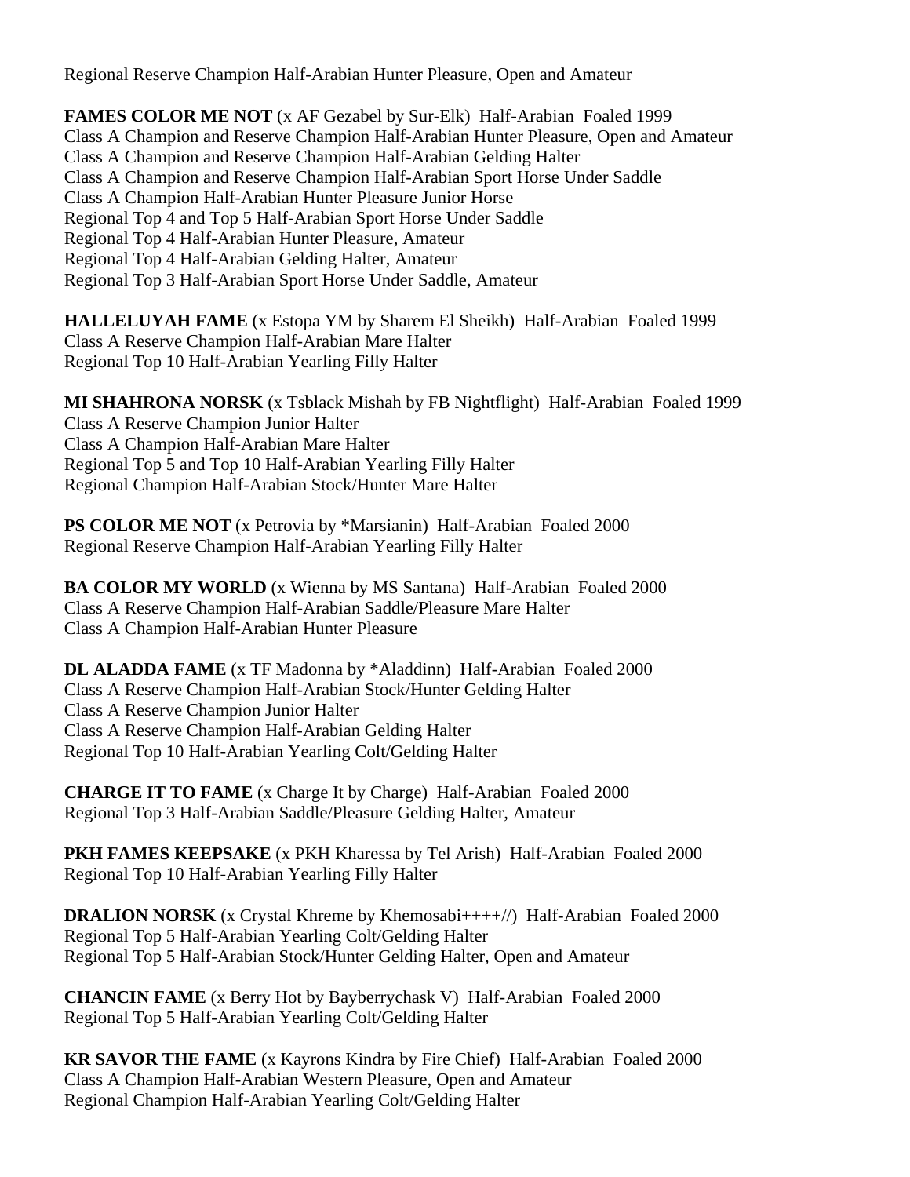Regional Reserve Champion Half-Arabian Hunter Pleasure, Open and Amateur

**FAMES COLOR ME NOT** (x AF Gezabel by Sur-Elk)  Half-Arabian  Foaled 1999
Class A Champion and Reserve Champion Half-Arabian Hunter Pleasure, Open and Amateur
Class A Champion and Reserve Champion Half-Arabian Gelding Halter
Class A Champion and Reserve Champion Half-Arabian Sport Horse Under Saddle
Class A Champion Half-Arabian Hunter Pleasure Junior Horse
Regional Top 4 and Top 5 Half-Arabian Sport Horse Under Saddle
Regional Top 4 Half-Arabian Hunter Pleasure, Amateur
Regional Top 4 Half-Arabian Gelding Halter, Amateur
Regional Top 3 Half-Arabian Sport Horse Under Saddle, Amateur

**HALLELUYAH FAME** (x Estopa YM by Sharem El Sheikh)  Half-Arabian  Foaled 1999
Class A Reserve Champion Half-Arabian Mare Halter
Regional Top 10 Half-Arabian Yearling Filly Halter

**MI SHAHRONA NORSK** (x Tsblack Mishah by FB Nightflight)  Half-Arabian  Foaled 1999
Class A Reserve Champion Junior Halter
Class A Champion Half-Arabian Mare Halter
Regional Top 5 and Top 10 Half-Arabian Yearling Filly Halter
Regional Champion Half-Arabian Stock/Hunter Mare Halter

**PS COLOR ME NOT** (x Petrovia by *Marsianin)  Half-Arabian  Foaled 2000
Regional Reserve Champion Half-Arabian Yearling Filly Halter

**BA COLOR MY WORLD** (x Wienna by MS Santana)  Half-Arabian  Foaled 2000
Class A Reserve Champion Half-Arabian Saddle/Pleasure Mare Halter
Class A Champion Half-Arabian Hunter Pleasure

**DL ALADDA FAME** (x TF Madonna by *Aladdinn)  Half-Arabian  Foaled 2000
Class A Reserve Champion Half-Arabian Stock/Hunter Gelding Halter
Class A Reserve Champion Junior Halter
Class A Reserve Champion Half-Arabian Gelding Halter
Regional Top 10 Half-Arabian Yearling Colt/Gelding Halter

**CHARGE IT TO FAME** (x Charge It by Charge)  Half-Arabian  Foaled 2000
Regional Top 3 Half-Arabian Saddle/Pleasure Gelding Halter, Amateur

**PKH FAMES KEEPSAKE** (x PKH Kharessa by Tel Arish)  Half-Arabian  Foaled 2000
Regional Top 10 Half-Arabian Yearling Filly Halter

**DRALION NORSK** (x Crystal Khreme by Khemosabi++++//)  Half-Arabian  Foaled 2000
Regional Top 5 Half-Arabian Yearling Colt/Gelding Halter
Regional Top 5 Half-Arabian Stock/Hunter Gelding Halter, Open and Amateur

**CHANCIN FAME** (x Berry Hot by Bayberrychask V)  Half-Arabian  Foaled 2000
Regional Top 5 Half-Arabian Yearling Colt/Gelding Halter

**KR SAVOR THE FAME** (x Kayrons Kindra by Fire Chief)  Half-Arabian  Foaled 2000
Class A Champion Half-Arabian Western Pleasure, Open and Amateur
Regional Champion Half-Arabian Yearling Colt/Gelding Halter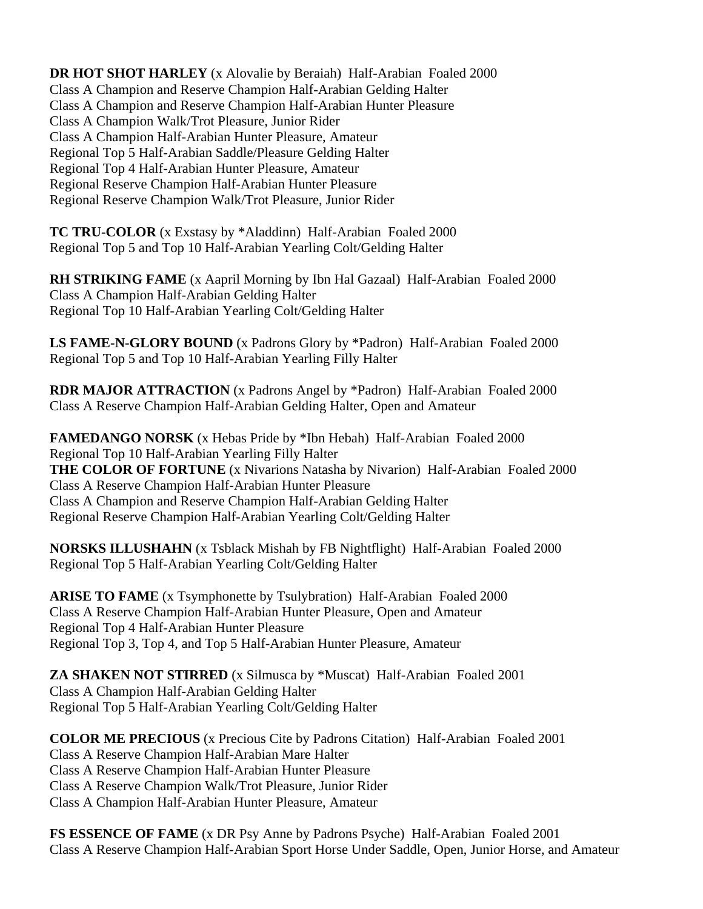**DR HOT SHOT HARLEY** (x Alovalie by Beraiah) Half-Arabian Foaled 2000
Class A Champion and Reserve Champion Half-Arabian Gelding Halter
Class A Champion and Reserve Champion Half-Arabian Hunter Pleasure
Class A Champion Walk/Trot Pleasure, Junior Rider
Class A Champion Half-Arabian Hunter Pleasure, Amateur
Regional Top 5 Half-Arabian Saddle/Pleasure Gelding Halter
Regional Top 4 Half-Arabian Hunter Pleasure, Amateur
Regional Reserve Champion Half-Arabian Hunter Pleasure
Regional Reserve Champion Walk/Trot Pleasure, Junior Rider

**TC TRU-COLOR** (x Exstasy by *Aladdinn) Half-Arabian Foaled 2000
Regional Top 5 and Top 10 Half-Arabian Yearling Colt/Gelding Halter

**RH STRIKING FAME** (x Aapril Morning by Ibn Hal Gazaal) Half-Arabian Foaled 2000
Class A Champion Half-Arabian Gelding Halter
Regional Top 10 Half-Arabian Yearling Colt/Gelding Halter

**LS FAME-N-GLORY BOUND** (x Padrons Glory by *Padron) Half-Arabian Foaled 2000
Regional Top 5 and Top 10 Half-Arabian Yearling Filly Halter

**RDR MAJOR ATTRACTION** (x Padrons Angel by *Padron) Half-Arabian Foaled 2000
Class A Reserve Champion Half-Arabian Gelding Halter, Open and Amateur

**FAMEDANGO NORSK** (x Hebas Pride by *Ibn Hebah) Half-Arabian Foaled 2000
Regional Top 10 Half-Arabian Yearling Filly Halter

**THE COLOR OF FORTUNE** (x Nivarions Natasha by Nivarion) Half-Arabian Foaled 2000
Class A Reserve Champion Half-Arabian Hunter Pleasure
Class A Champion and Reserve Champion Half-Arabian Gelding Halter
Regional Reserve Champion Half-Arabian Yearling Colt/Gelding Halter

**NORSKS ILLUSHAHN** (x Tsblack Mishah by FB Nightflight) Half-Arabian Foaled 2000
Regional Top 5 Half-Arabian Yearling Colt/Gelding Halter

**ARISE TO FAME** (x Tsymphonette by Tsulybration) Half-Arabian Foaled 2000
Class A Reserve Champion Half-Arabian Hunter Pleasure, Open and Amateur
Regional Top 4 Half-Arabian Hunter Pleasure
Regional Top 3, Top 4, and Top 5 Half-Arabian Hunter Pleasure, Amateur

**ZA SHAKEN NOT STIRRED** (x Silmusca by *Muscat) Half-Arabian Foaled 2001
Class A Champion Half-Arabian Gelding Halter
Regional Top 5 Half-Arabian Yearling Colt/Gelding Halter

**COLOR ME PRECIOUS** (x Precious Cite by Padrons Citation) Half-Arabian Foaled 2001
Class A Reserve Champion Half-Arabian Mare Halter
Class A Reserve Champion Half-Arabian Hunter Pleasure
Class A Reserve Champion Walk/Trot Pleasure, Junior Rider
Class A Champion Half-Arabian Hunter Pleasure, Amateur

**FS ESSENCE OF FAME** (x DR Psy Anne by Padrons Psyche) Half-Arabian Foaled 2001
Class A Reserve Champion Half-Arabian Sport Horse Under Saddle, Open, Junior Horse, and Amateur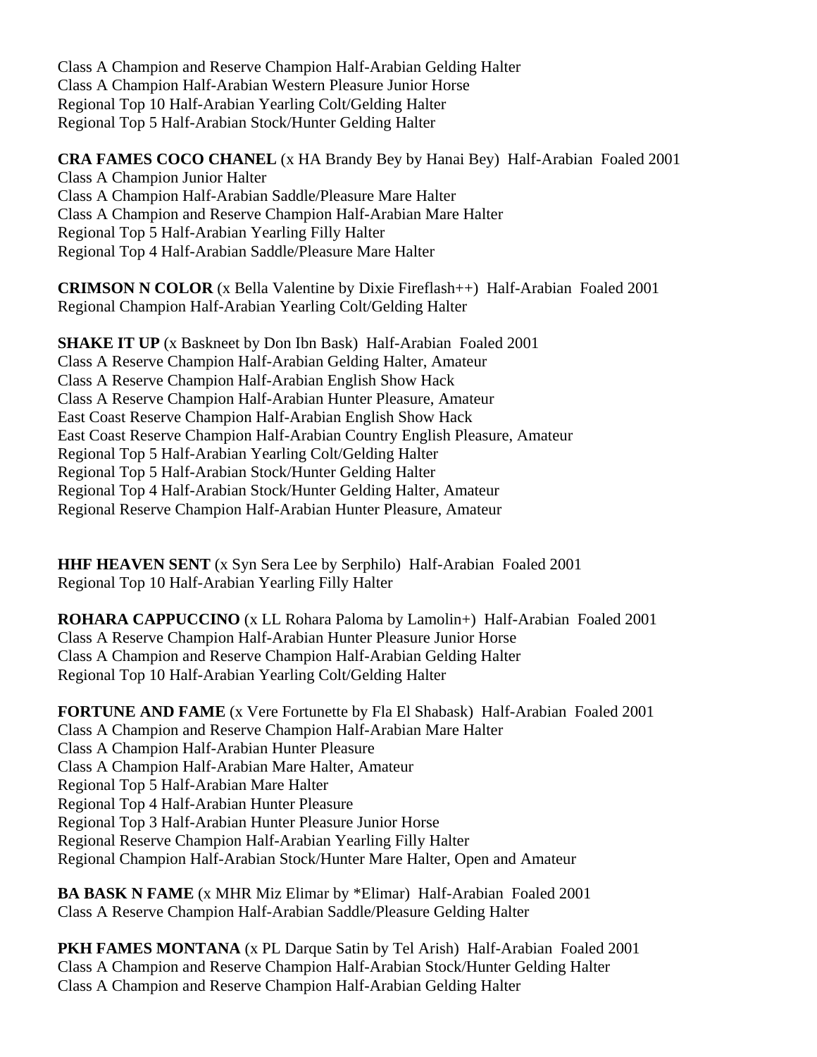Class A Champion and Reserve Champion Half-Arabian Gelding Halter
Class A Champion Half-Arabian Western Pleasure Junior Horse
Regional Top 10 Half-Arabian Yearling Colt/Gelding Halter
Regional Top 5 Half-Arabian Stock/Hunter Gelding Halter

**CRA FAMES COCO CHANEL** (x HA Brandy Bey by Hanai Bey) Half-Arabian Foaled 2001
Class A Champion Junior Halter
Class A Champion Half-Arabian Saddle/Pleasure Mare Halter
Class A Champion and Reserve Champion Half-Arabian Mare Halter
Regional Top 5 Half-Arabian Yearling Filly Halter
Regional Top 4 Half-Arabian Saddle/Pleasure Mare Halter

**CRIMSON N COLOR** (x Bella Valentine by Dixie Fireflash++) Half-Arabian Foaled 2001
Regional Champion Half-Arabian Yearling Colt/Gelding Halter

**SHAKE IT UP** (x Baskneet by Don Ibn Bask) Half-Arabian Foaled 2001
Class A Reserve Champion Half-Arabian Gelding Halter, Amateur
Class A Reserve Champion Half-Arabian English Show Hack
Class A Reserve Champion Half-Arabian Hunter Pleasure, Amateur
East Coast Reserve Champion Half-Arabian English Show Hack
East Coast Reserve Champion Half-Arabian Country English Pleasure, Amateur
Regional Top 5 Half-Arabian Yearling Colt/Gelding Halter
Regional Top 5 Half-Arabian Stock/Hunter Gelding Halter
Regional Top 4 Half-Arabian Stock/Hunter Gelding Halter, Amateur
Regional Reserve Champion Half-Arabian Hunter Pleasure, Amateur

**HHF HEAVEN SENT** (x Syn Sera Lee by Serphilo) Half-Arabian Foaled 2001
Regional Top 10 Half-Arabian Yearling Filly Halter

**ROHARA CAPPUCCINO** (x LL Rohara Paloma by Lamolin+) Half-Arabian Foaled 2001
Class A Reserve Champion Half-Arabian Hunter Pleasure Junior Horse
Class A Champion and Reserve Champion Half-Arabian Gelding Halter
Regional Top 10 Half-Arabian Yearling Colt/Gelding Halter

**FORTUNE AND FAME** (x Vere Fortunette by Fla El Shabask) Half-Arabian Foaled 2001
Class A Champion and Reserve Champion Half-Arabian Mare Halter
Class A Champion Half-Arabian Hunter Pleasure
Class A Champion Half-Arabian Mare Halter, Amateur
Regional Top 5 Half-Arabian Mare Halter
Regional Top 4 Half-Arabian Hunter Pleasure
Regional Top 3 Half-Arabian Hunter Pleasure Junior Horse
Regional Reserve Champion Half-Arabian Yearling Filly Halter
Regional Champion Half-Arabian Stock/Hunter Mare Halter, Open and Amateur

**BA BASK N FAME** (x MHR Miz Elimar by *Elimar) Half-Arabian Foaled 2001
Class A Reserve Champion Half-Arabian Saddle/Pleasure Gelding Halter

**PKH FAMES MONTANA** (x PL Darque Satin by Tel Arish) Half-Arabian Foaled 2001
Class A Champion and Reserve Champion Half-Arabian Stock/Hunter Gelding Halter
Class A Champion and Reserve Champion Half-Arabian Gelding Halter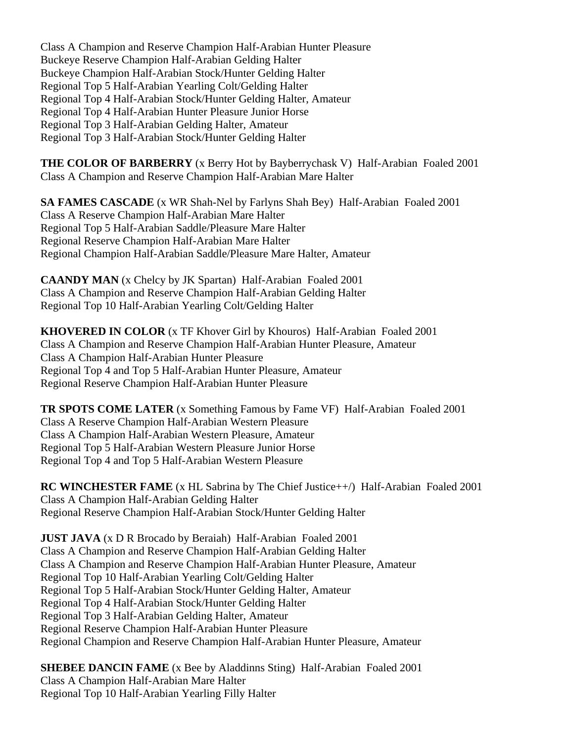Class A Champion and Reserve Champion Half-Arabian Hunter Pleasure
Buckeye Reserve Champion Half-Arabian Gelding Halter
Buckeye Champion Half-Arabian Stock/Hunter Gelding Halter
Regional Top 5 Half-Arabian Yearling Colt/Gelding Halter
Regional Top 4 Half-Arabian Stock/Hunter Gelding Halter, Amateur
Regional Top 4 Half-Arabian Hunter Pleasure Junior Horse
Regional Top 3 Half-Arabian Gelding Halter, Amateur
Regional Top 3 Half-Arabian Stock/Hunter Gelding Halter

**THE COLOR OF BARBERRY** (x Berry Hot by Bayberrychask V) Half-Arabian Foaled 2001
Class A Champion and Reserve Champion Half-Arabian Mare Halter

**SA FAMES CASCADE** (x WR Shah-Nel by Farlyns Shah Bey) Half-Arabian Foaled 2001
Class A Reserve Champion Half-Arabian Mare Halter
Regional Top 5 Half-Arabian Saddle/Pleasure Mare Halter
Regional Reserve Champion Half-Arabian Mare Halter
Regional Champion Half-Arabian Saddle/Pleasure Mare Halter, Amateur

**CAANDY MAN** (x Chelcy by JK Spartan) Half-Arabian Foaled 2001
Class A Champion and Reserve Champion Half-Arabian Gelding Halter
Regional Top 10 Half-Arabian Yearling Colt/Gelding Halter

**KHOVERED IN COLOR** (x TF Khover Girl by Khouros) Half-Arabian Foaled 2001
Class A Champion and Reserve Champion Half-Arabian Hunter Pleasure, Amateur
Class A Champion Half-Arabian Hunter Pleasure
Regional Top 4 and Top 5 Half-Arabian Hunter Pleasure, Amateur
Regional Reserve Champion Half-Arabian Hunter Pleasure

**TR SPOTS COME LATER** (x Something Famous by Fame VF) Half-Arabian Foaled 2001
Class A Reserve Champion Half-Arabian Western Pleasure
Class A Champion Half-Arabian Western Pleasure, Amateur
Regional Top 5 Half-Arabian Western Pleasure Junior Horse
Regional Top 4 and Top 5 Half-Arabian Western Pleasure

**RC WINCHESTER FAME** (x HL Sabrina by The Chief Justice++/) Half-Arabian Foaled 2001
Class A Champion Half-Arabian Gelding Halter
Regional Reserve Champion Half-Arabian Stock/Hunter Gelding Halter

**JUST JAVA** (x D R Brocado by Beraiah) Half-Arabian Foaled 2001
Class A Champion and Reserve Champion Half-Arabian Gelding Halter
Class A Champion and Reserve Champion Half-Arabian Hunter Pleasure, Amateur
Regional Top 10 Half-Arabian Yearling Colt/Gelding Halter
Regional Top 5 Half-Arabian Stock/Hunter Gelding Halter, Amateur
Regional Top 4 Half-Arabian Stock/Hunter Gelding Halter
Regional Top 3 Half-Arabian Gelding Halter, Amateur
Regional Reserve Champion Half-Arabian Hunter Pleasure
Regional Champion and Reserve Champion Half-Arabian Hunter Pleasure, Amateur

**SHEBEE DANCIN FAME** (x Bee by Aladdinns Sting) Half-Arabian Foaled 2001
Class A Champion Half-Arabian Mare Halter
Regional Top 10 Half-Arabian Yearling Filly Halter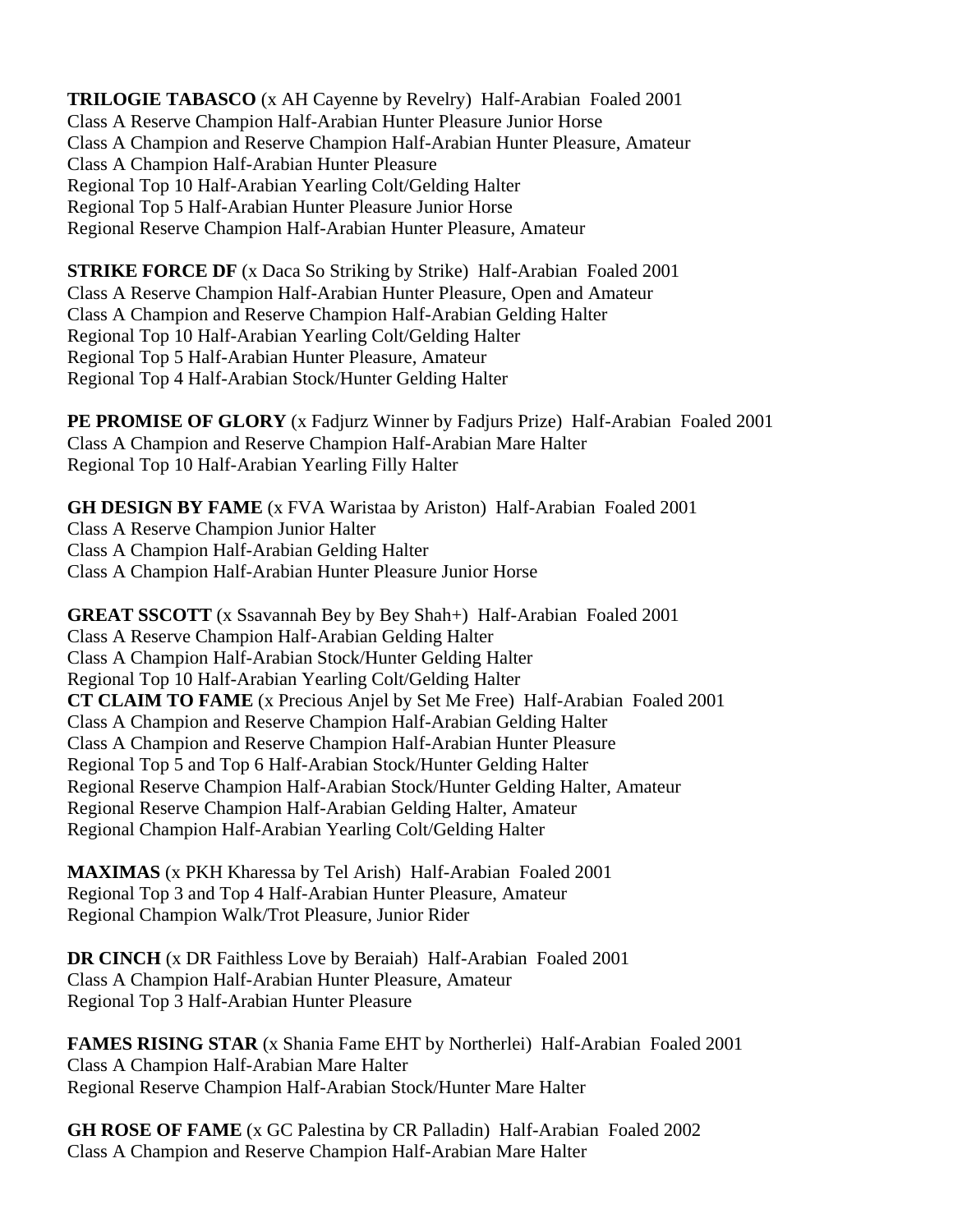**TRILOGIE TABASCO** (x AH Cayenne by Revelry) Half-Arabian Foaled 2001
Class A Reserve Champion Half-Arabian Hunter Pleasure Junior Horse
Class A Champion and Reserve Champion Half-Arabian Hunter Pleasure, Amateur
Class A Champion Half-Arabian Hunter Pleasure
Regional Top 10 Half-Arabian Yearling Colt/Gelding Halter
Regional Top 5 Half-Arabian Hunter Pleasure Junior Horse
Regional Reserve Champion Half-Arabian Hunter Pleasure, Amateur

**STRIKE FORCE DF** (x Daca So Striking by Strike) Half-Arabian Foaled 2001
Class A Reserve Champion Half-Arabian Hunter Pleasure, Open and Amateur
Class A Champion and Reserve Champion Half-Arabian Gelding Halter
Regional Top 10 Half-Arabian Yearling Colt/Gelding Halter
Regional Top 5 Half-Arabian Hunter Pleasure, Amateur
Regional Top 4 Half-Arabian Stock/Hunter Gelding Halter

**PE PROMISE OF GLORY** (x Fadjurz Winner by Fadjurs Prize) Half-Arabian Foaled 2001
Class A Champion and Reserve Champion Half-Arabian Mare Halter
Regional Top 10 Half-Arabian Yearling Filly Halter

**GH DESIGN BY FAME** (x FVA Waristaa by Ariston) Half-Arabian Foaled 2001
Class A Reserve Champion Junior Halter
Class A Champion Half-Arabian Gelding Halter
Class A Champion Half-Arabian Hunter Pleasure Junior Horse

**GREAT SSCOTT** (x Ssavannah Bey by Bey Shah+) Half-Arabian Foaled 2001
Class A Reserve Champion Half-Arabian Gelding Halter
Class A Champion Half-Arabian Stock/Hunter Gelding Halter
Regional Top 10 Half-Arabian Yearling Colt/Gelding Halter

**CT CLAIM TO FAME** (x Precious Anjel by Set Me Free) Half-Arabian Foaled 2001
Class A Champion and Reserve Champion Half-Arabian Gelding Halter
Class A Champion and Reserve Champion Half-Arabian Hunter Pleasure
Regional Top 5 and Top 6 Half-Arabian Stock/Hunter Gelding Halter
Regional Reserve Champion Half-Arabian Stock/Hunter Gelding Halter, Amateur
Regional Reserve Champion Half-Arabian Gelding Halter, Amateur
Regional Champion Half-Arabian Yearling Colt/Gelding Halter

**MAXIMAS** (x PKH Kharessa by Tel Arish) Half-Arabian Foaled 2001
Regional Top 3 and Top 4 Half-Arabian Hunter Pleasure, Amateur
Regional Champion Walk/Trot Pleasure, Junior Rider

**DR CINCH** (x DR Faithless Love by Beraiah) Half-Arabian Foaled 2001
Class A Champion Half-Arabian Hunter Pleasure, Amateur
Regional Top 3 Half-Arabian Hunter Pleasure

**FAMES RISING STAR** (x Shania Fame EHT by Northerlei) Half-Arabian Foaled 2001
Class A Champion Half-Arabian Mare Halter
Regional Reserve Champion Half-Arabian Stock/Hunter Mare Halter

**GH ROSE OF FAME** (x GC Palestina by CR Palladin) Half-Arabian Foaled 2002
Class A Champion and Reserve Champion Half-Arabian Mare Halter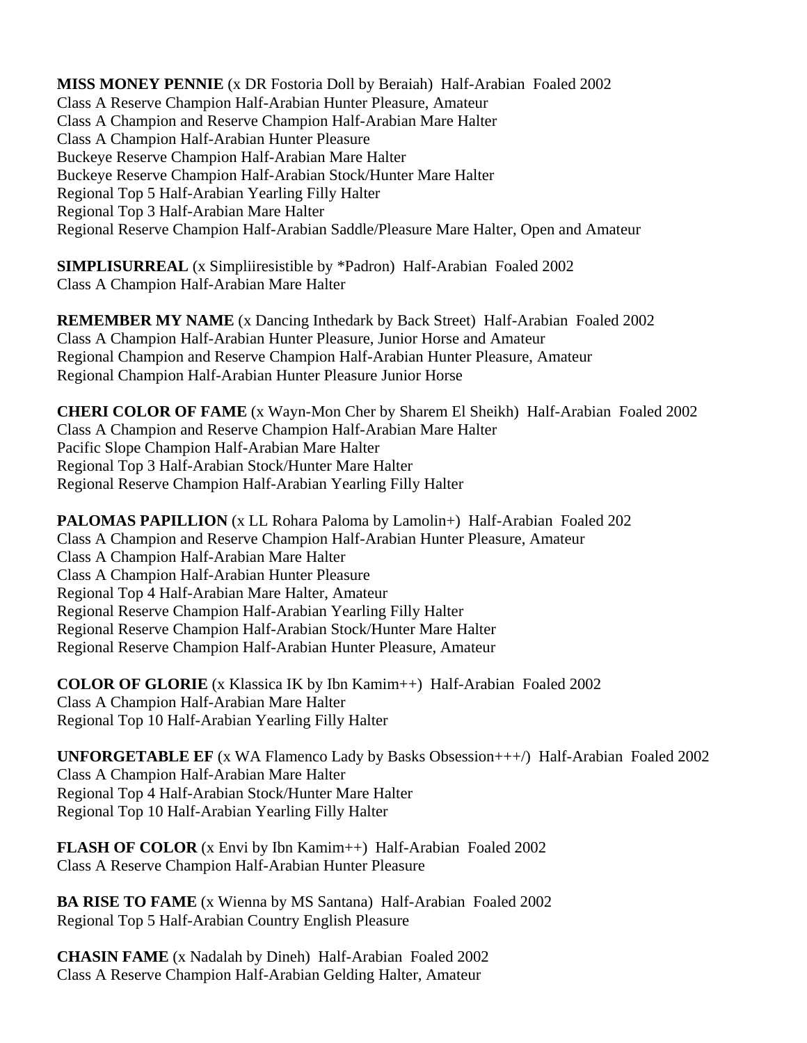**MISS MONEY PENNIE** (x DR Fostoria Doll by Beraiah)  Half-Arabian  Foaled 2002
Class A Reserve Champion Half-Arabian Hunter Pleasure, Amateur
Class A Champion and Reserve Champion Half-Arabian Mare Halter
Class A Champion Half-Arabian Hunter Pleasure
Buckeye Reserve Champion Half-Arabian Mare Halter
Buckeye Reserve Champion Half-Arabian Stock/Hunter Mare Halter
Regional Top 5 Half-Arabian Yearling Filly Halter
Regional Top 3 Half-Arabian Mare Halter
Regional Reserve Champion Half-Arabian Saddle/Pleasure Mare Halter, Open and Amateur

**SIMPLISURREAL** (x Simpliiresistible by *Padron)  Half-Arabian  Foaled 2002
Class A Champion Half-Arabian Mare Halter

**REMEMBER MY NAME** (x Dancing Inthedark by Back Street)  Half-Arabian  Foaled 2002
Class A Champion Half-Arabian Hunter Pleasure, Junior Horse and Amateur
Regional Champion and Reserve Champion Half-Arabian Hunter Pleasure, Amateur
Regional Champion Half-Arabian Hunter Pleasure Junior Horse

**CHERI COLOR OF FAME** (x Wayn-Mon Cher by Sharem El Sheikh)  Half-Arabian  Foaled 2002
Class A Champion and Reserve Champion Half-Arabian Mare Halter
Pacific Slope Champion Half-Arabian Mare Halter
Regional Top 3 Half-Arabian Stock/Hunter Mare Halter
Regional Reserve Champion Half-Arabian Yearling Filly Halter

**PALOMAS PAPILLION** (x LL Rohara Paloma by Lamolin+)  Half-Arabian  Foaled 202
Class A Champion and Reserve Champion Half-Arabian Hunter Pleasure, Amateur
Class A Champion Half-Arabian Mare Halter
Class A Champion Half-Arabian Hunter Pleasure
Regional Top 4 Half-Arabian Mare Halter, Amateur
Regional Reserve Champion Half-Arabian Yearling Filly Halter
Regional Reserve Champion Half-Arabian Stock/Hunter Mare Halter
Regional Reserve Champion Half-Arabian Hunter Pleasure, Amateur

**COLOR OF GLORIE** (x Klassica IK by Ibn Kamim++)  Half-Arabian  Foaled 2002
Class A Champion Half-Arabian Mare Halter
Regional Top 10 Half-Arabian Yearling Filly Halter

**UNFORGETABLE EF** (x WA Flamenco Lady by Basks Obsession+++/)  Half-Arabian  Foaled 2002
Class A Champion Half-Arabian Mare Halter
Regional Top 4 Half-Arabian Stock/Hunter Mare Halter
Regional Top 10 Half-Arabian Yearling Filly Halter

**FLASH OF COLOR** (x Envi by Ibn Kamim++)  Half-Arabian  Foaled 2002
Class A Reserve Champion Half-Arabian Hunter Pleasure

**BA RISE TO FAME** (x Wienna by MS Santana)  Half-Arabian  Foaled 2002
Regional Top 5 Half-Arabian Country English Pleasure

**CHASIN FAME** (x Nadalah by Dineh)  Half-Arabian  Foaled 2002
Class A Reserve Champion Half-Arabian Gelding Halter, Amateur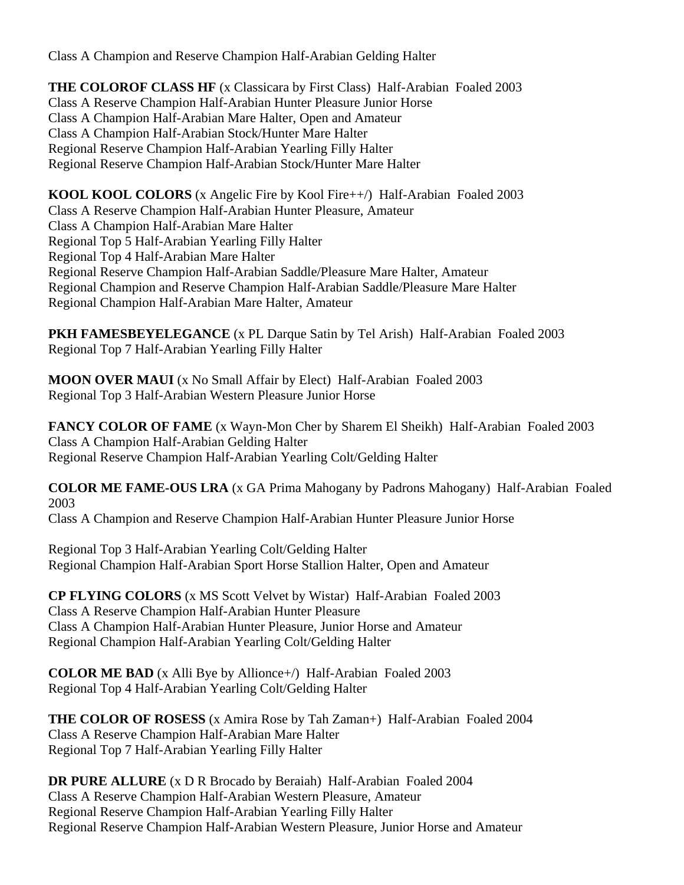Class A Champion and Reserve Champion Half-Arabian Gelding Halter

**THE COLOROF CLASS HF** (x Classicara by First Class) Half-Arabian Foaled 2003
Class A Reserve Champion Half-Arabian Hunter Pleasure Junior Horse
Class A Champion Half-Arabian Mare Halter, Open and Amateur
Class A Champion Half-Arabian Stock/Hunter Mare Halter
Regional Reserve Champion Half-Arabian Yearling Filly Halter
Regional Reserve Champion Half-Arabian Stock/Hunter Mare Halter

**KOOL KOOL COLORS** (x Angelic Fire by Kool Fire++/) Half-Arabian Foaled 2003
Class A Reserve Champion Half-Arabian Hunter Pleasure, Amateur
Class A Champion Half-Arabian Mare Halter
Regional Top 5 Half-Arabian Yearling Filly Halter
Regional Top 4 Half-Arabian Mare Halter
Regional Reserve Champion Half-Arabian Saddle/Pleasure Mare Halter, Amateur
Regional Champion and Reserve Champion Half-Arabian Saddle/Pleasure Mare Halter
Regional Champion Half-Arabian Mare Halter, Amateur

**PKH FAMESBEYELEGANCE** (x PL Darque Satin by Tel Arish) Half-Arabian Foaled 2003
Regional Top 7 Half-Arabian Yearling Filly Halter

**MOON OVER MAUI** (x No Small Affair by Elect) Half-Arabian Foaled 2003
Regional Top 3 Half-Arabian Western Pleasure Junior Horse

**FANCY COLOR OF FAME** (x Wayn-Mon Cher by Sharem El Sheikh) Half-Arabian Foaled 2003
Class A Champion Half-Arabian Gelding Halter
Regional Reserve Champion Half-Arabian Yearling Colt/Gelding Halter

**COLOR ME FAME-OUS LRA** (x GA Prima Mahogany by Padrons Mahogany) Half-Arabian Foaled 2003
Class A Champion and Reserve Champion Half-Arabian Hunter Pleasure Junior Horse

Regional Top 3 Half-Arabian Yearling Colt/Gelding Halter
Regional Champion Half-Arabian Sport Horse Stallion Halter, Open and Amateur

**CP FLYING COLORS** (x MS Scott Velvet by Wistar) Half-Arabian Foaled 2003
Class A Reserve Champion Half-Arabian Hunter Pleasure
Class A Champion Half-Arabian Hunter Pleasure, Junior Horse and Amateur
Regional Champion Half-Arabian Yearling Colt/Gelding Halter

**COLOR ME BAD** (x Alli Bye by Allionce+/) Half-Arabian Foaled 2003
Regional Top 4 Half-Arabian Yearling Colt/Gelding Halter

**THE COLOR OF ROSESS** (x Amira Rose by Tah Zaman+) Half-Arabian Foaled 2004
Class A Reserve Champion Half-Arabian Mare Halter
Regional Top 7 Half-Arabian Yearling Filly Halter

**DR PURE ALLURE** (x D R Brocado by Beraiah) Half-Arabian Foaled 2004
Class A Reserve Champion Half-Arabian Western Pleasure, Amateur
Regional Reserve Champion Half-Arabian Yearling Filly Halter
Regional Reserve Champion Half-Arabian Western Pleasure, Junior Horse and Amateur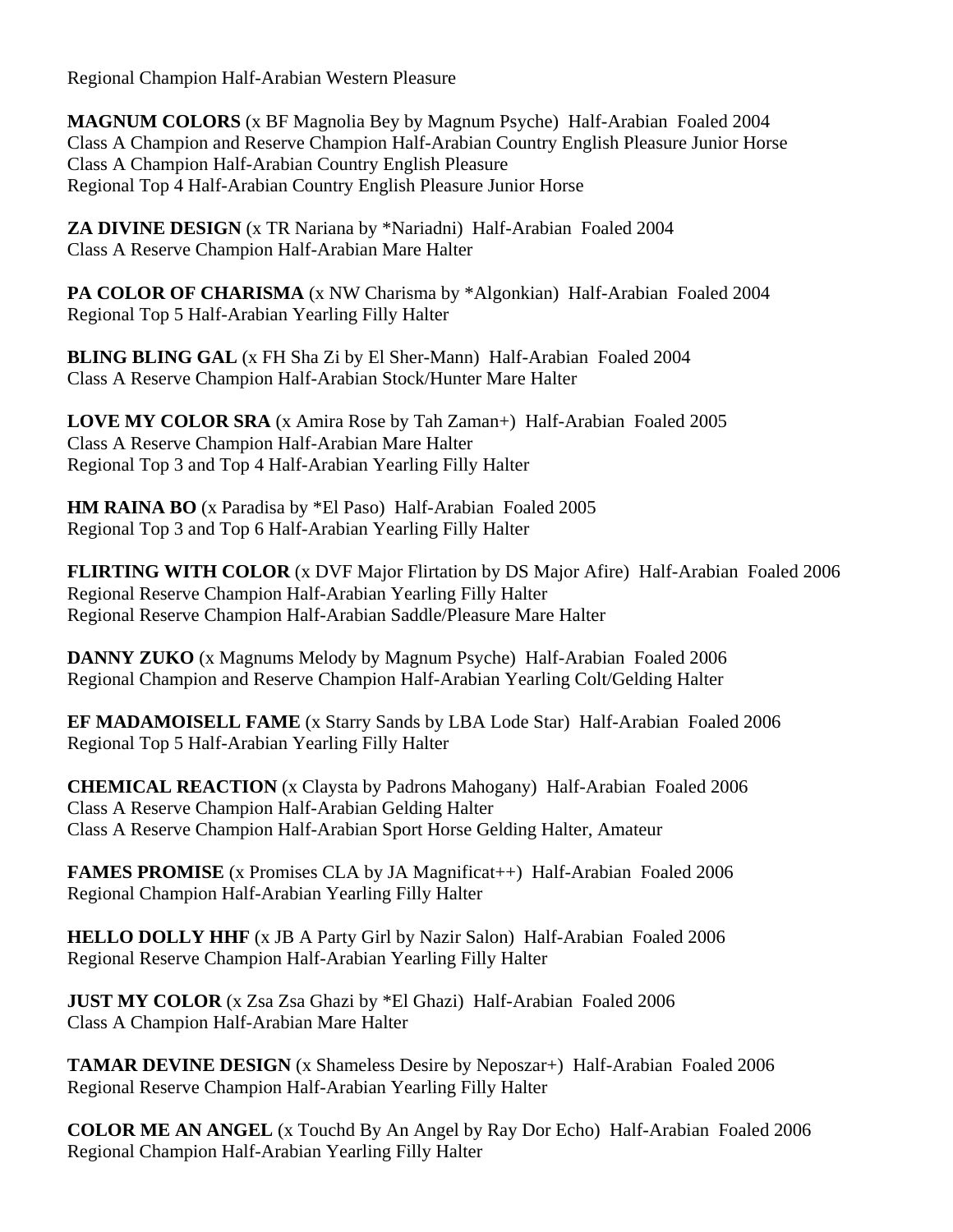Regional Champion Half-Arabian Western Pleasure

**MAGNUM COLORS** (x BF Magnolia Bey by Magnum Psyche) Half-Arabian Foaled 2004
Class A Champion and Reserve Champion Half-Arabian Country English Pleasure Junior Horse
Class A Champion Half-Arabian Country English Pleasure
Regional Top 4 Half-Arabian Country English Pleasure Junior Horse

**ZA DIVINE DESIGN** (x TR Nariana by *Nariadni) Half-Arabian Foaled 2004
Class A Reserve Champion Half-Arabian Mare Halter

**PA COLOR OF CHARISMA** (x NW Charisma by *Algonkian) Half-Arabian Foaled 2004
Regional Top 5 Half-Arabian Yearling Filly Halter

**BLING BLING GAL** (x FH Sha Zi by El Sher-Mann) Half-Arabian Foaled 2004
Class A Reserve Champion Half-Arabian Stock/Hunter Mare Halter

**LOVE MY COLOR SRA** (x Amira Rose by Tah Zaman+) Half-Arabian Foaled 2005
Class A Reserve Champion Half-Arabian Mare Halter
Regional Top 3 and Top 4 Half-Arabian Yearling Filly Halter

**HM RAINA BO** (x Paradisa by *El Paso) Half-Arabian Foaled 2005
Regional Top 3 and Top 6 Half-Arabian Yearling Filly Halter

**FLIRTING WITH COLOR** (x DVF Major Flirtation by DS Major Afire) Half-Arabian Foaled 2006
Regional Reserve Champion Half-Arabian Yearling Filly Halter
Regional Reserve Champion Half-Arabian Saddle/Pleasure Mare Halter

**DANNY ZUKO** (x Magnums Melody by Magnum Psyche) Half-Arabian Foaled 2006
Regional Champion and Reserve Champion Half-Arabian Yearling Colt/Gelding Halter

**EF MADAMOISELL FAME** (x Starry Sands by LBA Lode Star) Half-Arabian Foaled 2006
Regional Top 5 Half-Arabian Yearling Filly Halter

**CHEMICAL REACTION** (x Claysta by Padrons Mahogany) Half-Arabian Foaled 2006
Class A Reserve Champion Half-Arabian Gelding Halter
Class A Reserve Champion Half-Arabian Sport Horse Gelding Halter, Amateur

**FAMES PROMISE** (x Promises CLA by JA Magnificat++) Half-Arabian Foaled 2006
Regional Champion Half-Arabian Yearling Filly Halter

**HELLO DOLLY HHF** (x JB A Party Girl by Nazir Salon) Half-Arabian Foaled 2006
Regional Reserve Champion Half-Arabian Yearling Filly Halter

**JUST MY COLOR** (x Zsa Zsa Ghazi by *El Ghazi) Half-Arabian Foaled 2006
Class A Champion Half-Arabian Mare Halter

**TAMAR DEVINE DESIGN** (x Shameless Desire by Neposzar+) Half-Arabian Foaled 2006
Regional Reserve Champion Half-Arabian Yearling Filly Halter

**COLOR ME AN ANGEL** (x Touchd By An Angel by Ray Dor Echo) Half-Arabian Foaled 2006
Regional Champion Half-Arabian Yearling Filly Halter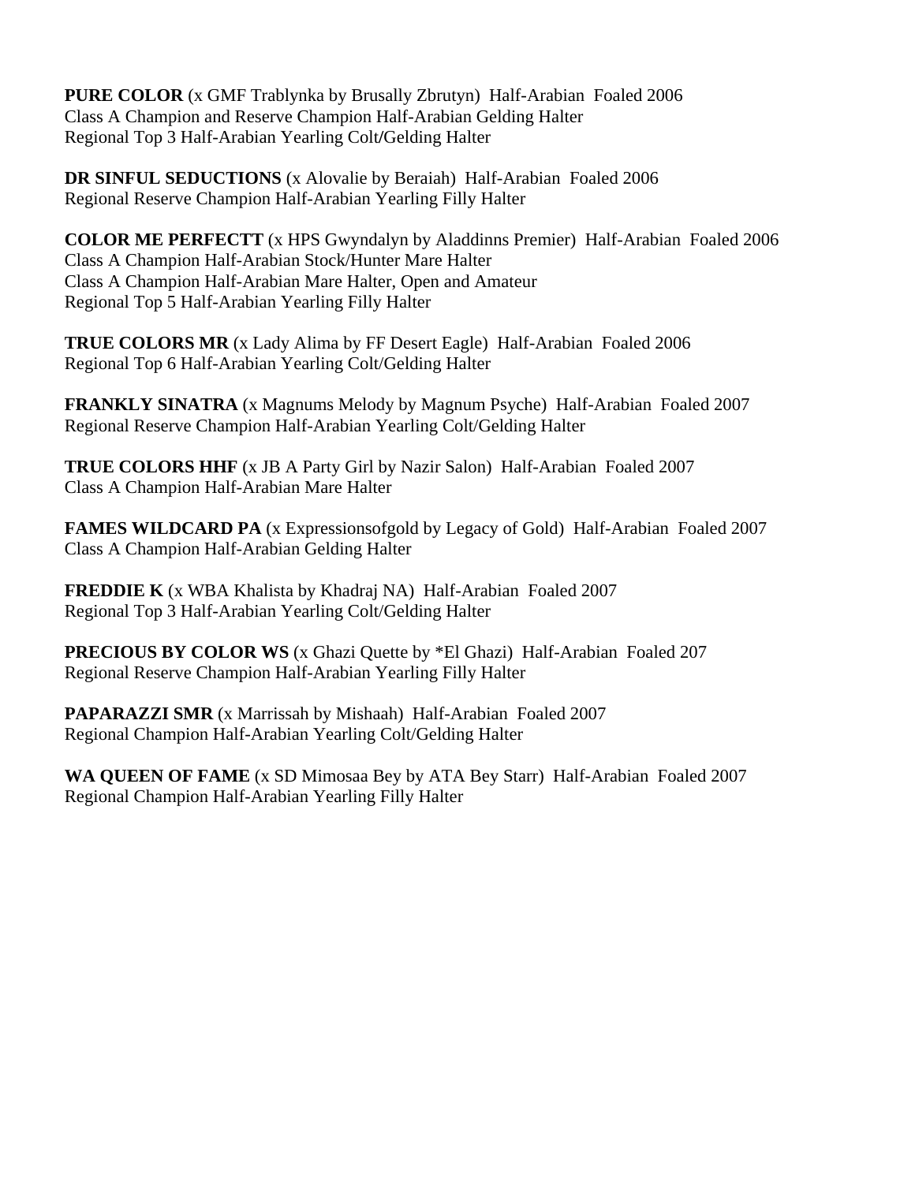**PURE COLOR** (x GMF Trablynka by Brusally Zbrutyn) Half-Arabian Foaled 2006
Class A Champion and Reserve Champion Half-Arabian Gelding Halter
Regional Top 3 Half-Arabian Yearling Colt/Gelding Halter

**DR SINFUL SEDUCTIONS** (x Alovalie by Beraiah) Half-Arabian Foaled 2006
Regional Reserve Champion Half-Arabian Yearling Filly Halter

**COLOR ME PERFECTT** (x HPS Gwyndalyn by Aladdinns Premier) Half-Arabian Foaled 2006
Class A Champion Half-Arabian Stock/Hunter Mare Halter
Class A Champion Half-Arabian Mare Halter, Open and Amateur
Regional Top 5 Half-Arabian Yearling Filly Halter

**TRUE COLORS MR** (x Lady Alima by FF Desert Eagle) Half-Arabian Foaled 2006
Regional Top 6 Half-Arabian Yearling Colt/Gelding Halter

**FRANKLY SINATRA** (x Magnums Melody by Magnum Psyche) Half-Arabian Foaled 2007
Regional Reserve Champion Half-Arabian Yearling Colt/Gelding Halter

**TRUE COLORS HHF** (x JB A Party Girl by Nazir Salon) Half-Arabian Foaled 2007
Class A Champion Half-Arabian Mare Halter

**FAMES WILDCARD PA** (x Expressionsofgold by Legacy of Gold) Half-Arabian Foaled 2007
Class A Champion Half-Arabian Gelding Halter

**FREDDIE K** (x WBA Khalista by Khadraj NA) Half-Arabian Foaled 2007
Regional Top 3 Half-Arabian Yearling Colt/Gelding Halter

**PRECIOUS BY COLOR WS** (x Ghazi Quette by *El Ghazi) Half-Arabian Foaled 207
Regional Reserve Champion Half-Arabian Yearling Filly Halter

**PAPARAZZI SMR** (x Marrissah by Mishaah) Half-Arabian Foaled 2007
Regional Champion Half-Arabian Yearling Colt/Gelding Halter

**WA QUEEN OF FAME** (x SD Mimosaa Bey by ATA Bey Starr) Half-Arabian Foaled 2007
Regional Champion Half-Arabian Yearling Filly Halter